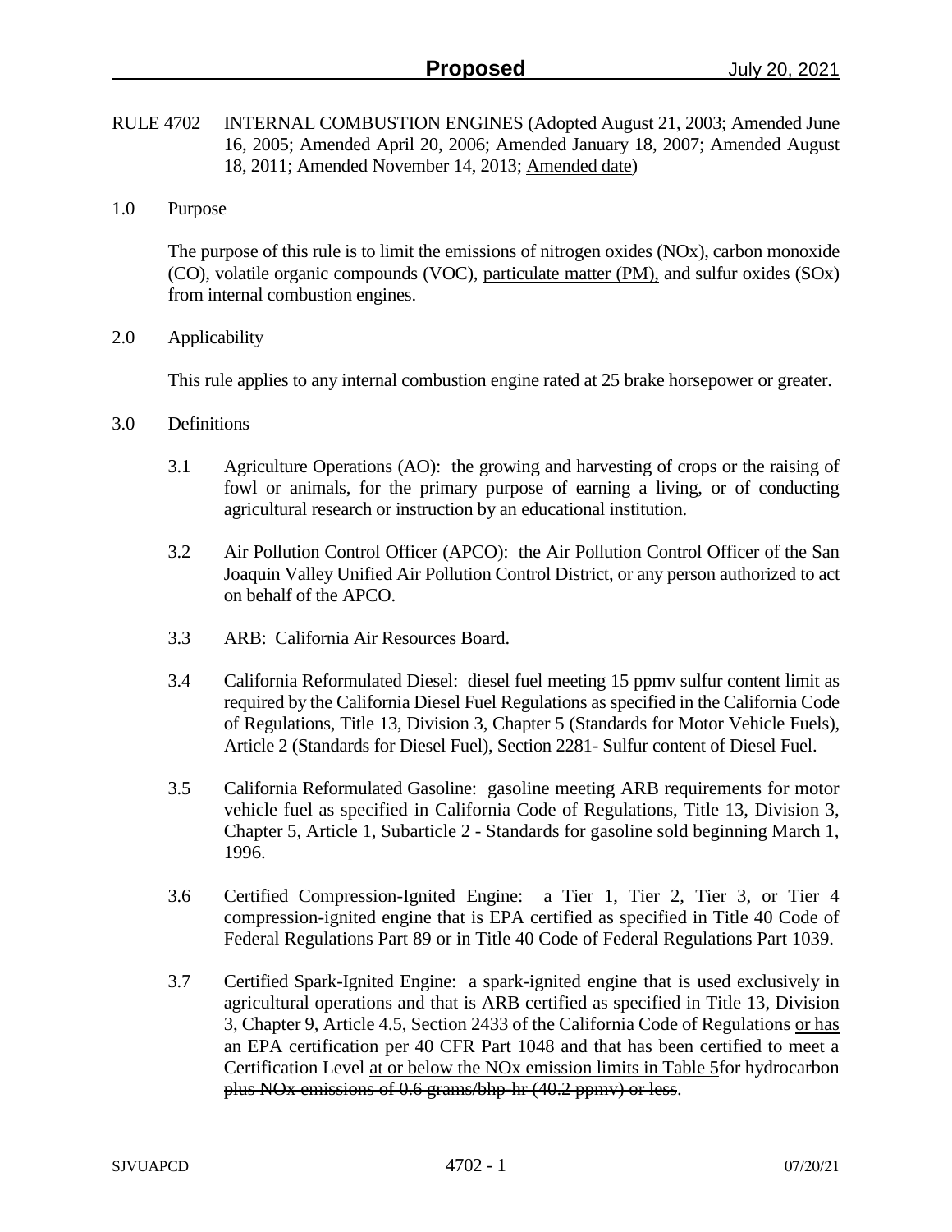RULE 4702 INTERNAL COMBUSTION ENGINES (Adopted August 21, 2003; Amended June 16, 2005; Amended April 20, 2006; Amended January 18, 2007; Amended August 18, 2011; Amended November 14, 2013; Amended date)

## 1.0 Purpose

The purpose of this rule is to limit the emissions of nitrogen oxides (NOx), carbon monoxide (CO), volatile organic compounds (VOC), particulate matter (PM), and sulfur oxides (SOx) from internal combustion engines.

## 2.0 Applicability

This rule applies to any internal combustion engine rated at 25 brake horsepower or greater.

## 3.0 Definitions

3.1 Agriculture Operations (AO): the growing and harvesting of crops or the raising of fowl or animals, for the primary purpose of earning a living, or of conducting agricultural research or instruction by an educational institution.

3.2 Air Pollution Control Officer (APCO): the Air Pollution Control Officer of the San Joaquin Valley Unified Air Pollution Control District, or any person authorized to act on behalf of the APCO.

3.3 ARB: California Air Resources Board.

3.4 California Reformulated Diesel: diesel fuel meeting 15 ppmv sulfur content limit as required by the California Diesel Fuel Regulations as specified in the California Code of Regulations, Title 13, Division 3, Chapter 5 (Standards for Motor Vehicle Fuels), Article 2 (Standards for Diesel Fuel), Section 2281- Sulfur content of Diesel Fuel.

3.5 California Reformulated Gasoline: gasoline meeting ARB requirements for motor vehicle fuel as specified in California Code of Regulations, Title 13, Division 3, Chapter 5, Article 1, Subarticle 2 - Standards for gasoline sold beginning March 1, 1996.

3.6 Certified Compression-Ignited Engine: a Tier 1, Tier 2, Tier 3, or Tier 4 compression-ignited engine that is EPA certified as specified in Title 40 Code of Federal Regulations Part 89 or in Title 40 Code of Federal Regulations Part 1039.

3.7 Certified Spark-Ignited Engine: a spark-ignited engine that is used exclusively in agricultural operations and that is ARB certified as specified in Title 13, Division 3, Chapter 9, Article 4.5, Section 2433 of the California Code of Regulations or has an EPA certification per 40 CFR Part 1048 and that has been certified to meet a Certification Level at or below the NOx emission limits in Table 5~~for hydrocarbon plus NOx emissions of 0.6 grams/bhp-hr (40.2 ppmv) or less~~.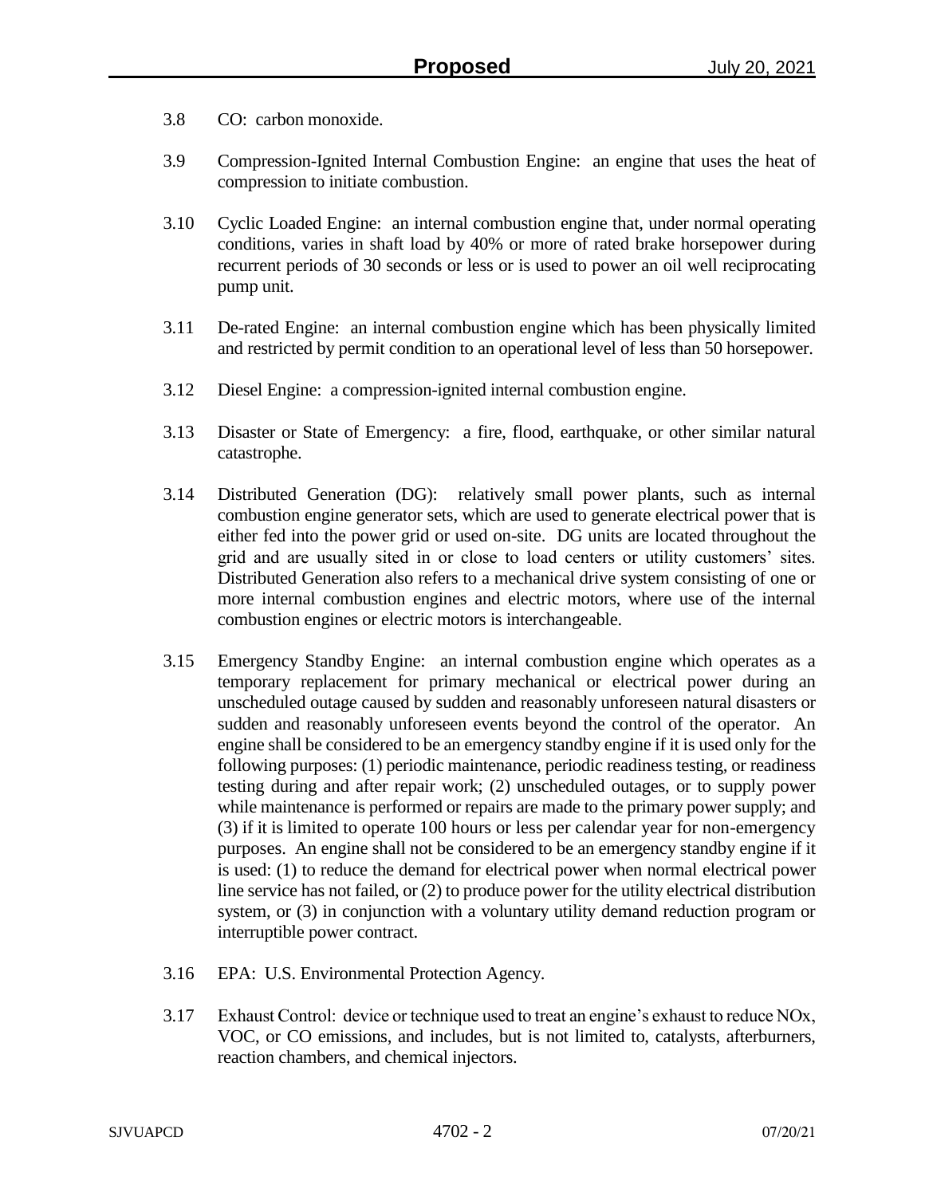3.8 CO: carbon monoxide.

3.9 Compression-Ignited Internal Combustion Engine: an engine that uses the heat of compression to initiate combustion.

3.10 Cyclic Loaded Engine: an internal combustion engine that, under normal operating conditions, varies in shaft load by 40% or more of rated brake horsepower during recurrent periods of 30 seconds or less or is used to power an oil well reciprocating pump unit.

3.11 De-rated Engine: an internal combustion engine which has been physically limited and restricted by permit condition to an operational level of less than 50 horsepower.

3.12 Diesel Engine: a compression-ignited internal combustion engine.

3.13 Disaster or State of Emergency: a fire, flood, earthquake, or other similar natural catastrophe.

3.14 Distributed Generation (DG): relatively small power plants, such as internal combustion engine generator sets, which are used to generate electrical power that is either fed into the power grid or used on-site. DG units are located throughout the grid and are usually sited in or close to load centers or utility customers' sites. Distributed Generation also refers to a mechanical drive system consisting of one or more internal combustion engines and electric motors, where use of the internal combustion engines or electric motors is interchangeable.

3.15 Emergency Standby Engine: an internal combustion engine which operates as a temporary replacement for primary mechanical or electrical power during an unscheduled outage caused by sudden and reasonably unforeseen natural disasters or sudden and reasonably unforeseen events beyond the control of the operator. An engine shall be considered to be an emergency standby engine if it is used only for the following purposes: (1) periodic maintenance, periodic readiness testing, or readiness testing during and after repair work; (2) unscheduled outages, or to supply power while maintenance is performed or repairs are made to the primary power supply; and (3) if it is limited to operate 100 hours or less per calendar year for non-emergency purposes. An engine shall not be considered to be an emergency standby engine if it is used: (1) to reduce the demand for electrical power when normal electrical power line service has not failed, or (2) to produce power for the utility electrical distribution system, or (3) in conjunction with a voluntary utility demand reduction program or interruptible power contract.

3.16 EPA: U.S. Environmental Protection Agency.

3.17 Exhaust Control: device or technique used to treat an engine's exhaust to reduce NOx, VOC, or CO emissions, and includes, but is not limited to, catalysts, afterburners, reaction chambers, and chemical injectors.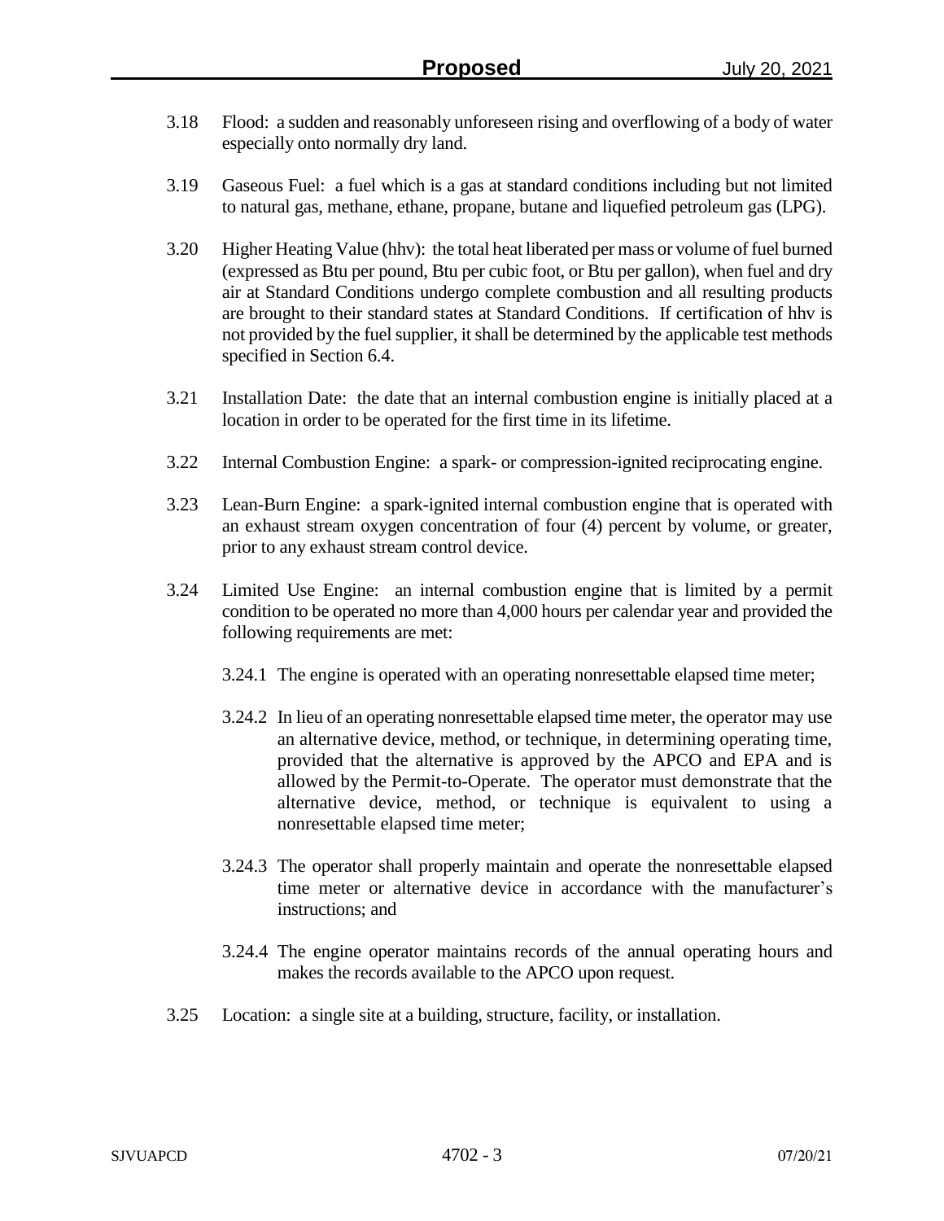3.18 Flood: a sudden and reasonably unforeseen rising and overflowing of a body of water especially onto normally dry land.

3.19 Gaseous Fuel: a fuel which is a gas at standard conditions including but not limited to natural gas, methane, ethane, propane, butane and liquefied petroleum gas (LPG).

3.20 Higher Heating Value (hhv): the total heat liberated per mass or volume of fuel burned (expressed as Btu per pound, Btu per cubic foot, or Btu per gallon), when fuel and dry air at Standard Conditions undergo complete combustion and all resulting products are brought to their standard states at Standard Conditions. If certification of hhv is not provided by the fuel supplier, it shall be determined by the applicable test methods specified in Section 6.4.

3.21 Installation Date: the date that an internal combustion engine is initially placed at a location in order to be operated for the first time in its lifetime.

3.22 Internal Combustion Engine: a spark- or compression-ignited reciprocating engine.

3.23 Lean-Burn Engine: a spark-ignited internal combustion engine that is operated with an exhaust stream oxygen concentration of four (4) percent by volume, or greater, prior to any exhaust stream control device.

3.24 Limited Use Engine: an internal combustion engine that is limited by a permit condition to be operated no more than 4,000 hours per calendar year and provided the following requirements are met:

3.24.1 The engine is operated with an operating nonresettable elapsed time meter;

3.24.2 In lieu of an operating nonresettable elapsed time meter, the operator may use an alternative device, method, or technique, in determining operating time, provided that the alternative is approved by the APCO and EPA and is allowed by the Permit-to-Operate. The operator must demonstrate that the alternative device, method, or technique is equivalent to using a nonresettable elapsed time meter;

3.24.3 The operator shall properly maintain and operate the nonresettable elapsed time meter or alternative device in accordance with the manufacturer's instructions; and

3.24.4 The engine operator maintains records of the annual operating hours and makes the records available to the APCO upon request.

3.25 Location: a single site at a building, structure, facility, or installation.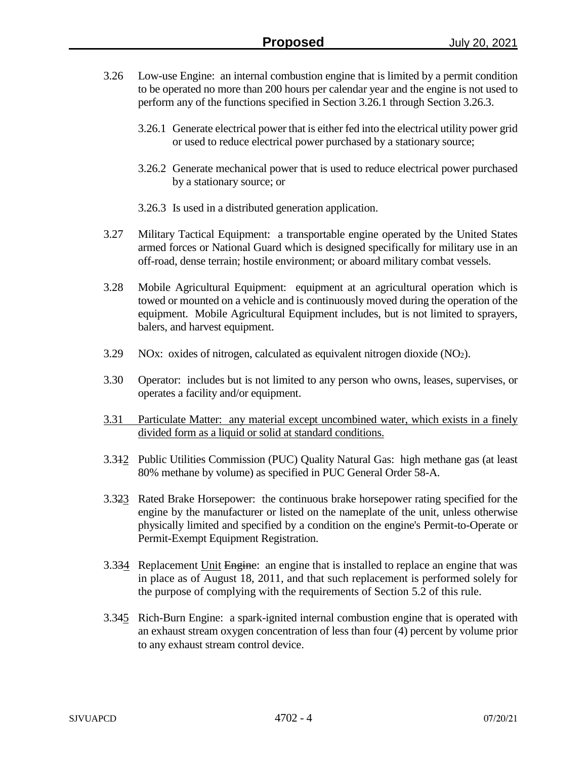3.26 Low-use Engine: an internal combustion engine that is limited by a permit condition to be operated no more than 200 hours per calendar year and the engine is not used to perform any of the functions specified in Section 3.26.1 through Section 3.26.3.

3.26.1 Generate electrical power that is either fed into the electrical utility power grid or used to reduce electrical power purchased by a stationary source;

3.26.2 Generate mechanical power that is used to reduce electrical power purchased by a stationary source; or

3.26.3 Is used in a distributed generation application.

3.27 Military Tactical Equipment: a transportable engine operated by the United States armed forces or National Guard which is designed specifically for military use in an off-road, dense terrain; hostile environment; or aboard military combat vessels.

3.28 Mobile Agricultural Equipment: equipment at an agricultural operation which is towed or mounted on a vehicle and is continuously moved during the operation of the equipment. Mobile Agricultural Equipment includes, but is not limited to sprayers, balers, and harvest equipment.

3.29 NOx: oxides of nitrogen, calculated as equivalent nitrogen dioxide ($NO_2$).

3.30 Operator: includes but is not limited to any person who owns, leases, supervises, or operates a facility and/or equipment.

3.31 Particulate Matter: any material except uncombined water, which exists in a finely divided form as a liquid or solid at standard conditions.

3.312 Public Utilities Commission (PUC) Quality Natural Gas: high methane gas (at least 80% methane by volume) as specified in PUC General Order 58-A.

3.323 Rated Brake Horsepower: the continuous brake horsepower rating specified for the engine by the manufacturer or listed on the nameplate of the unit, unless otherwise physically limited and specified by a condition on the engine's Permit-to-Operate or Permit-Exempt Equipment Registration.

3.334 Replacement Unit ~~Engine~~: an engine that is installed to replace an engine that was in place as of August 18, 2011, and that such replacement is performed solely for the purpose of complying with the requirements of Section 5.2 of this rule.

3.345 Rich-Burn Engine: a spark-ignited internal combustion engine that is operated with an exhaust stream oxygen concentration of less than four (4) percent by volume prior to any exhaust stream control device.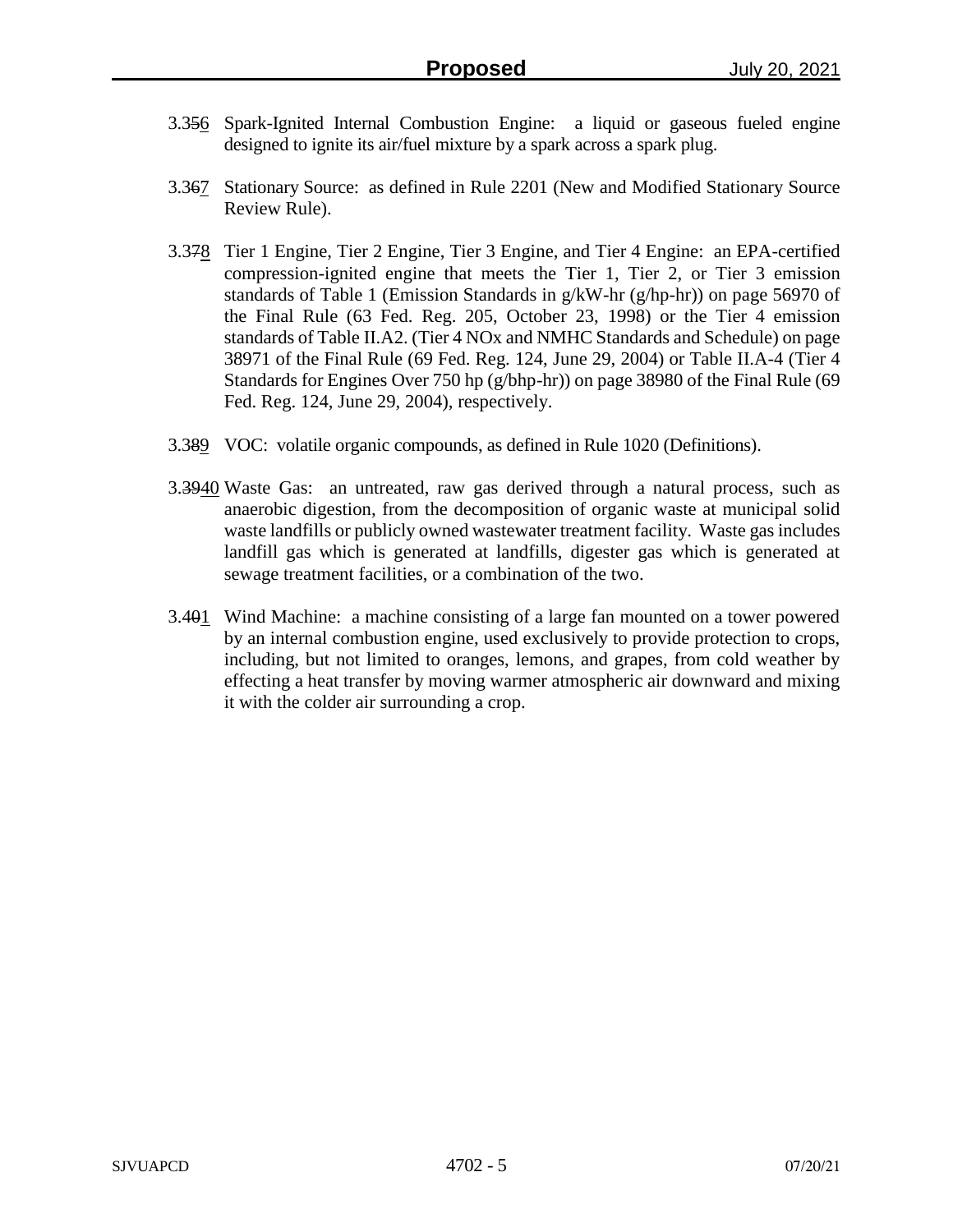3.356 Spark-Ignited Internal Combustion Engine: a liquid or gaseous fueled engine designed to ignite its air/fuel mixture by a spark across a spark plug.

3.367 Stationary Source: as defined in Rule 2201 (New and Modified Stationary Source Review Rule).

3.378 Tier 1 Engine, Tier 2 Engine, Tier 3 Engine, and Tier 4 Engine: an EPA-certified compression-ignited engine that meets the Tier 1, Tier 2, or Tier 3 emission standards of Table 1 (Emission Standards in g/kW-hr (g/hp-hr)) on page 56970 of the Final Rule (63 Fed. Reg. 205, October 23, 1998) or the Tier 4 emission standards of Table II.A2. (Tier 4 NOx and NMHC Standards and Schedule) on page 38971 of the Final Rule (69 Fed. Reg. 124, June 29, 2004) or Table II.A-4 (Tier 4 Standards for Engines Over 750 hp (g/bhp-hr)) on page 38980 of the Final Rule (69 Fed. Reg. 124, June 29, 2004), respectively.

3.389 VOC: volatile organic compounds, as defined in Rule 1020 (Definitions).

3.3940 Waste Gas: an untreated, raw gas derived through a natural process, such as anaerobic digestion, from the decomposition of organic waste at municipal solid waste landfills or publicly owned wastewater treatment facility. Waste gas includes landfill gas which is generated at landfills, digester gas which is generated at sewage treatment facilities, or a combination of the two.

3.401 Wind Machine: a machine consisting of a large fan mounted on a tower powered by an internal combustion engine, used exclusively to provide protection to crops, including, but not limited to oranges, lemons, and grapes, from cold weather by effecting a heat transfer by moving warmer atmospheric air downward and mixing it with the colder air surrounding a crop.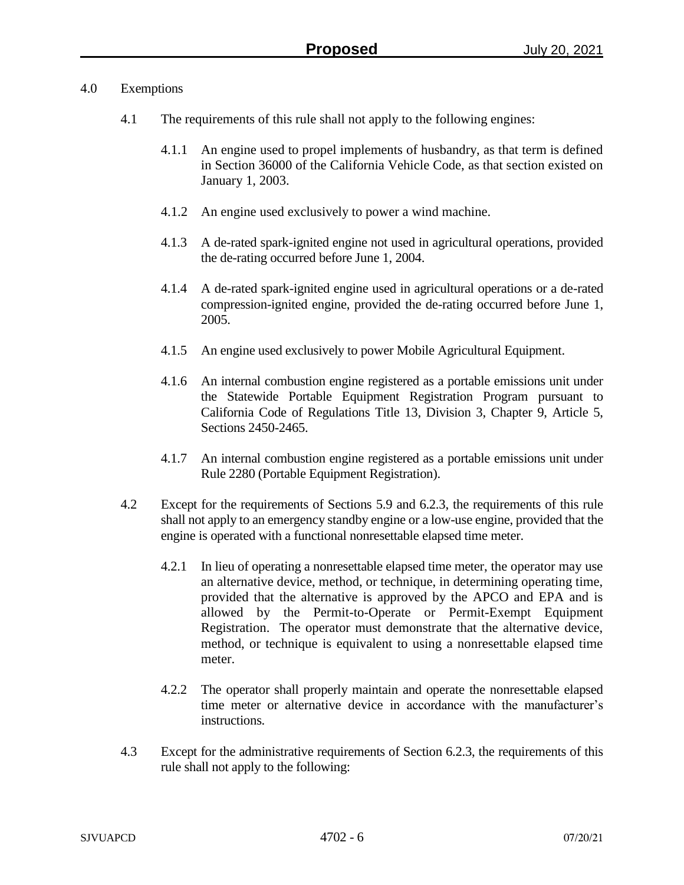4.0 Exemptions

4.1 The requirements of this rule shall not apply to the following engines:

4.1.1 An engine used to propel implements of husbandry, as that term is defined in Section 36000 of the California Vehicle Code, as that section existed on January 1, 2003.

4.1.2 An engine used exclusively to power a wind machine.

4.1.3 A de-rated spark-ignited engine not used in agricultural operations, provided the de-rating occurred before June 1, 2004.

4.1.4 A de-rated spark-ignited engine used in agricultural operations or a de-rated compression-ignited engine, provided the de-rating occurred before June 1, 2005.

4.1.5 An engine used exclusively to power Mobile Agricultural Equipment.

4.1.6 An internal combustion engine registered as a portable emissions unit under the Statewide Portable Equipment Registration Program pursuant to California Code of Regulations Title 13, Division 3, Chapter 9, Article 5, Sections 2450-2465.

4.1.7 An internal combustion engine registered as a portable emissions unit under Rule 2280 (Portable Equipment Registration).

4.2 Except for the requirements of Sections 5.9 and 6.2.3, the requirements of this rule shall not apply to an emergency standby engine or a low-use engine, provided that the engine is operated with a functional nonresettable elapsed time meter.

4.2.1 In lieu of operating a nonresettable elapsed time meter, the operator may use an alternative device, method, or technique, in determining operating time, provided that the alternative is approved by the APCO and EPA and is allowed by the Permit-to-Operate or Permit-Exempt Equipment Registration. The operator must demonstrate that the alternative device, method, or technique is equivalent to using a nonresettable elapsed time meter.

4.2.2 The operator shall properly maintain and operate the nonresettable elapsed time meter or alternative device in accordance with the manufacturer's instructions.

4.3 Except for the administrative requirements of Section 6.2.3, the requirements of this rule shall not apply to the following: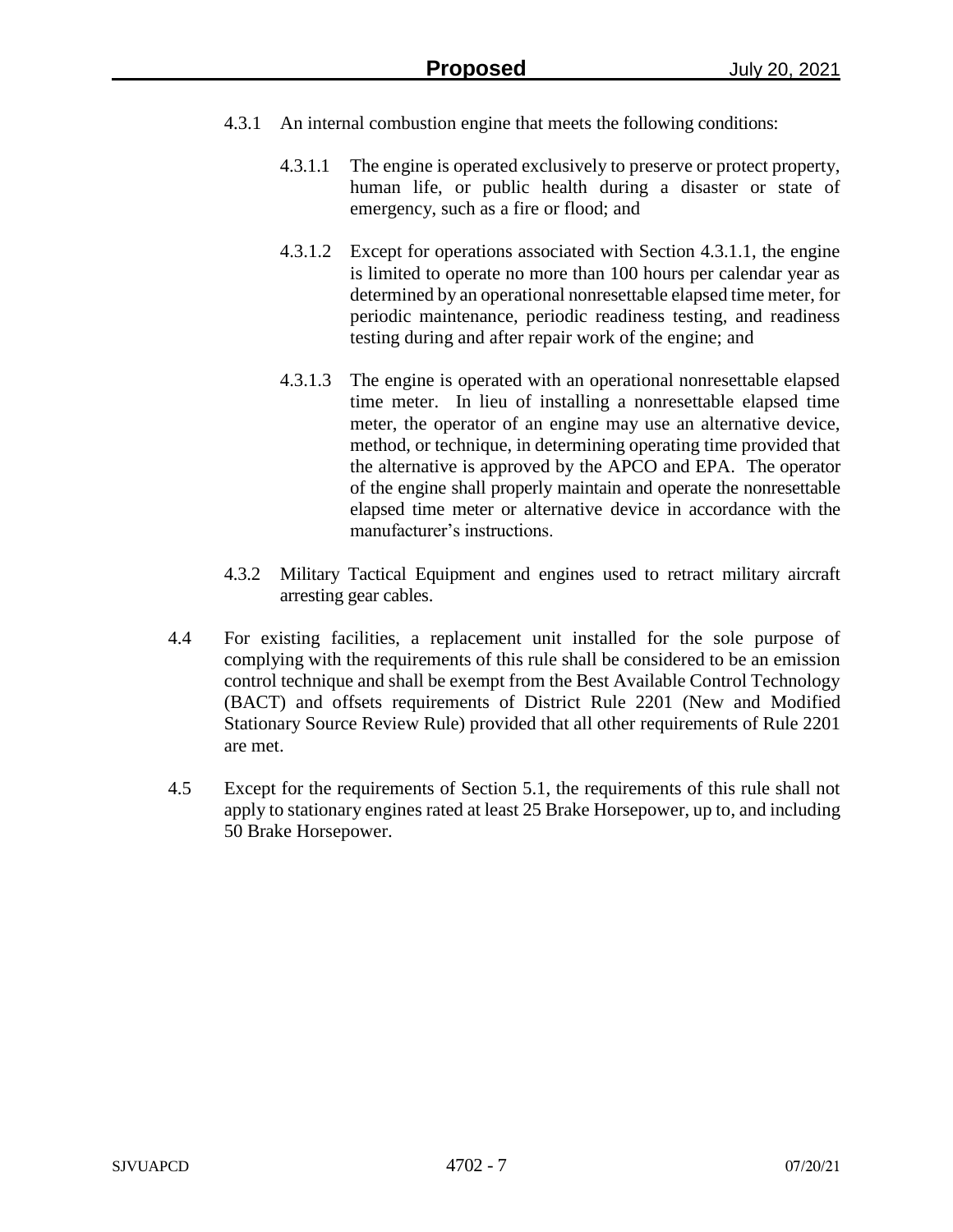4.3.1 An internal combustion engine that meets the following conditions:

4.3.1.1 The engine is operated exclusively to preserve or protect property, human life, or public health during a disaster or state of emergency, such as a fire or flood; and

4.3.1.2 Except for operations associated with Section 4.3.1.1, the engine is limited to operate no more than 100 hours per calendar year as determined by an operational nonresettable elapsed time meter, for periodic maintenance, periodic readiness testing, and readiness testing during and after repair work of the engine; and

4.3.1.3 The engine is operated with an operational nonresettable elapsed time meter. In lieu of installing a nonresettable elapsed time meter, the operator of an engine may use an alternative device, method, or technique, in determining operating time provided that the alternative is approved by the APCO and EPA. The operator of the engine shall properly maintain and operate the nonresettable elapsed time meter or alternative device in accordance with the manufacturer's instructions.

4.3.2 Military Tactical Equipment and engines used to retract military aircraft arresting gear cables.

4.4 For existing facilities, a replacement unit installed for the sole purpose of complying with the requirements of this rule shall be considered to be an emission control technique and shall be exempt from the Best Available Control Technology (BACT) and offsets requirements of District Rule 2201 (New and Modified Stationary Source Review Rule) provided that all other requirements of Rule 2201 are met.

4.5 Except for the requirements of Section 5.1, the requirements of this rule shall not apply to stationary engines rated at least 25 Brake Horsepower, up to, and including 50 Brake Horsepower.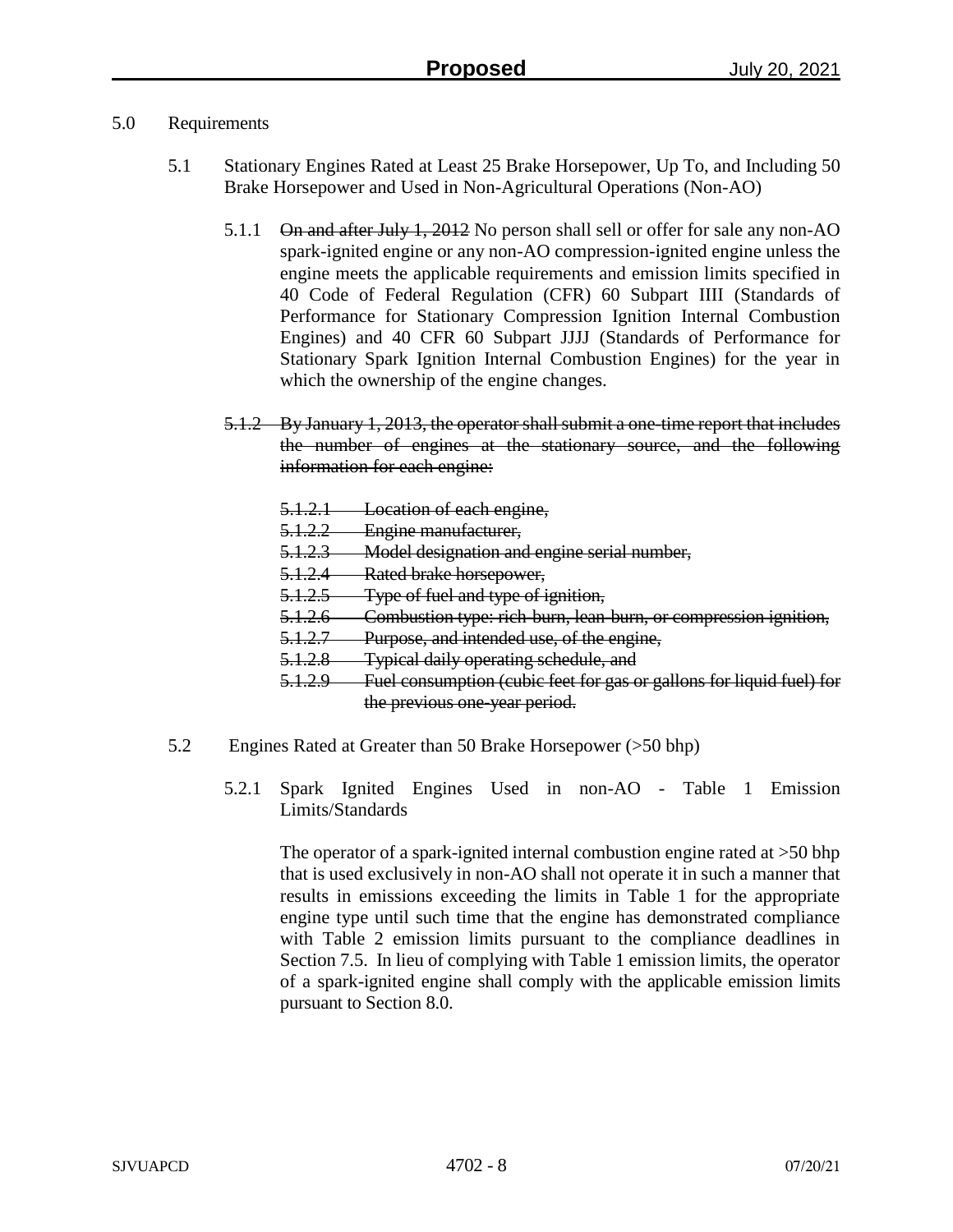5.0 Requirements

5.1 Stationary Engines Rated at Least 25 Brake Horsepower, Up To, and Including 50 Brake Horsepower and Used in Non-Agricultural Operations (Non-AO)

5.1.1 ~~On and after July 1, 2012~~ No person shall sell or offer for sale any non-AO spark-ignited engine or any non-AO compression-ignited engine unless the engine meets the applicable requirements and emission limits specified in 40 Code of Federal Regulation (CFR) 60 Subpart IIII (Standards of Performance for Stationary Compression Ignition Internal Combustion Engines) and 40 CFR 60 Subpart JJJJ (Standards of Performance for Stationary Spark Ignition Internal Combustion Engines) for the year in which the ownership of the engine changes.

~~5.1.2 By January 1, 2013, the operator shall submit a one-time report that includes the number of engines at the stationary source, and the following information for each engine:~~

~~5.1.2.1 Location of each engine,~~
~~5.1.2.2 Engine manufacturer,~~
~~5.1.2.3 Model designation and engine serial number,~~
~~5.1.2.4 Rated brake horsepower,~~
~~5.1.2.5 Type of fuel and type of ignition,~~
~~5.1.2.6 Combustion type: rich-burn, lean-burn, or compression ignition,~~
~~5.1.2.7 Purpose, and intended use, of the engine,~~
~~5.1.2.8 Typical daily operating schedule, and~~
~~5.1.2.9 Fuel consumption (cubic feet for gas or gallons for liquid fuel) for the previous one-year period.~~

5.2 Engines Rated at Greater than 50 Brake Horsepower (>50 bhp)

5.2.1 Spark Ignited Engines Used in non-AO - Table 1 Emission Limits/Standards

The operator of a spark-ignited internal combustion engine rated at >50 bhp that is used exclusively in non-AO shall not operate it in such a manner that results in emissions exceeding the limits in Table 1 for the appropriate engine type until such time that the engine has demonstrated compliance with Table 2 emission limits pursuant to the compliance deadlines in Section 7.5. In lieu of complying with Table 1 emission limits, the operator of a spark-ignited engine shall comply with the applicable emission limits pursuant to Section 8.0.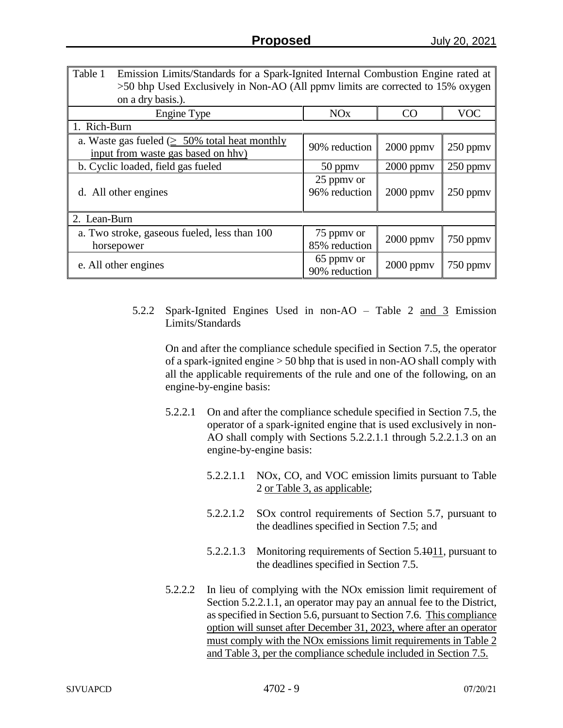| Table 1 Emission Limits/Standards for a Spark-Ignited Internal Combustion Engine rated at >50 bhp Used Exclusively in Non-AO (All ppmv limits are corrected to 15% oxygen on a dry basis.). | | | |
|---|---|---|---|
| Engine Type | NOx | CO | VOC |
| 1. Rich-Burn | | | |
| a. Waste gas fueled (≥ 50% total heat monthly input from waste gas based on hhv) | 90% reduction | 2000 ppmv | 250 ppmv |
| b. Cyclic loaded, field gas fueled | 50 ppmv | 2000 ppmv | 250 ppmv |
| d. All other engines | 25 ppmv or 96% reduction | 2000 ppmv | 250 ppmv |
| 2. Lean-Burn | | | |
| a. Two stroke, gaseous fueled, less than 100 horsepower | 75 ppmv or 85% reduction | 2000 ppmv | 750 ppmv |
| e. All other engines | 65 ppmv or 90% reduction | 2000 ppmv | 750 ppmv |

5.2.2 Spark-Ignited Engines Used in non-AO – Table 2 and 3 Emission Limits/Standards

On and after the compliance schedule specified in Section 7.5, the operator of a spark-ignited engine > 50 bhp that is used in non-AO shall comply with all the applicable requirements of the rule and one of the following, on an engine-by-engine basis:

5.2.2.1 On and after the compliance schedule specified in Section 7.5, the operator of a spark-ignited engine that is used exclusively in non-AO shall comply with Sections 5.2.2.1.1 through 5.2.2.1.3 on an engine-by-engine basis:

5.2.2.1.1 NOx, CO, and VOC emission limits pursuant to Table 2 or Table 3, as applicable;

5.2.2.1.2 SOx control requirements of Section 5.7, pursuant to the deadlines specified in Section 7.5; and

5.2.2.1.3 Monitoring requirements of Section 5.~~10~~11, pursuant to the deadlines specified in Section 7.5.

5.2.2.2 In lieu of complying with the NOx emission limit requirement of Section 5.2.2.1.1, an operator may pay an annual fee to the District, as specified in Section 5.6, pursuant to Section 7.6. This compliance option will sunset after December 31, 2023, where after an operator must comply with the NOx emissions limit requirements in Table 2 and Table 3, per the compliance schedule included in Section 7.5.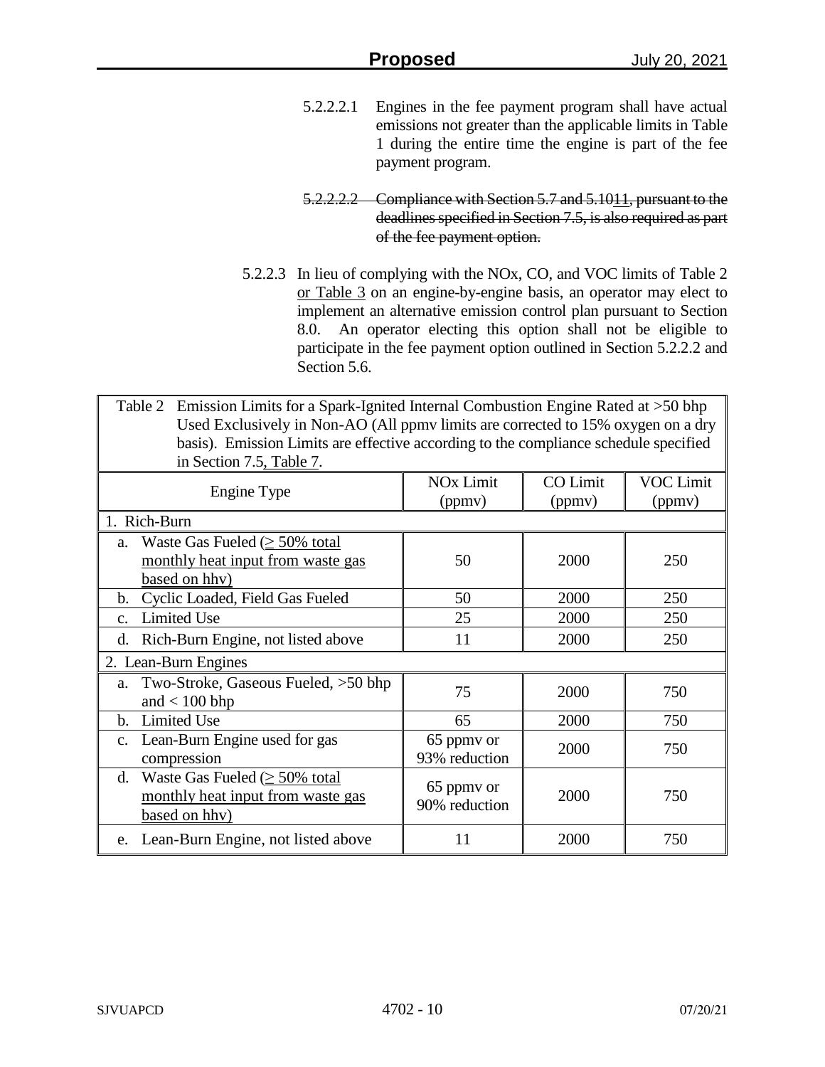5.2.2.2.1 Engines in the fee payment program shall have actual emissions not greater than the applicable limits in Table 1 during the entire time the engine is part of the fee payment program.

~~5.2.2.2.2 Compliance with Section 5.7 and 5.10~~11, ~~pursuant to the deadlines specified in Section 7.5, is also required as part of the fee payment option.~~

5.2.2.3 In lieu of complying with the NOx, CO, and VOC limits of Table 2 or Table 3 on an engine-by-engine basis, an operator may elect to implement an alternative emission control plan pursuant to Section 8.0. An operator electing this option shall not be eligible to participate in the fee payment option outlined in Section 5.2.2.2 and Section 5.6.

Table 2 Emission Limits for a Spark-Ignited Internal Combustion Engine Rated at >50 bhp Used Exclusively in Non-AO (All ppmv limits are corrected to 15% oxygen on a dry basis). Emission Limits are effective according to the compliance schedule specified in Section 7.5, Table 7.

| Engine Type | NOx Limit (ppmv) | CO Limit (ppmv) | VOC Limit (ppmv) |
|---|---|---|---|
| 1. Rich-Burn | | | |
| a. Waste Gas Fueled (≥ 50% total monthly heat input from waste gas based on hhv) | 50 | 2000 | 250 |
| b. Cyclic Loaded, Field Gas Fueled | 50 | 2000 | 250 |
| c. Limited Use | 25 | 2000 | 250 |
| d. Rich-Burn Engine, not listed above | 11 | 2000 | 250 |
| 2. Lean-Burn Engines | | | |
| a. Two-Stroke, Gaseous Fueled, >50 bhp and < 100 bhp | 75 | 2000 | 750 |
| b. Limited Use | 65 | 2000 | 750 |
| c. Lean-Burn Engine used for gas compression | 65 ppmv or 93% reduction | 2000 | 750 |
| d. Waste Gas Fueled (≥ 50% total monthly heat input from waste gas based on hhv) | 65 ppmv or 90% reduction | 2000 | 750 |
| e. Lean-Burn Engine, not listed above | 11 | 2000 | 750 |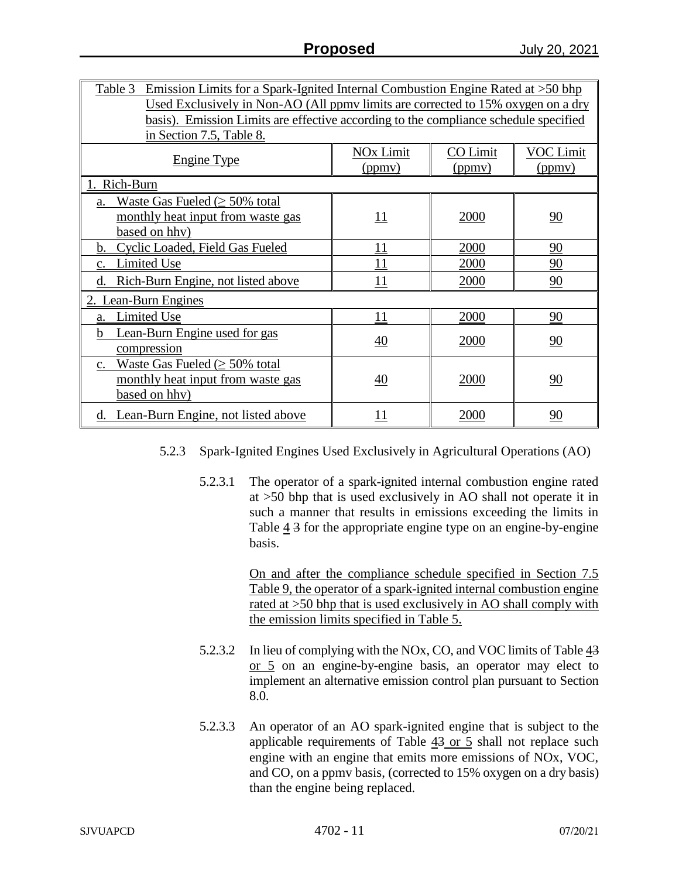| Table 3 Emission Limits for a Spark-Ignited Internal Combustion Engine Rated at >50 bhp Used Exclusively in Non-AO (All ppmv limits are corrected to 15% oxygen on a dry basis). Emission Limits are effective according to the compliance schedule specified in Section 7.5, Table 8. | | | |
|---|---|---|---|
| Engine Type | NOx Limit (ppmv) | CO Limit (ppmv) | VOC Limit (ppmv) |
| 1. Rich-Burn | | | |
| a. Waste Gas Fueled (≥ 50% total monthly heat input from waste gas based on hhv) | 11 | 2000 | 90 |
| b. Cyclic Loaded, Field Gas Fueled | 11 | 2000 | 90 |
| c. Limited Use | 11 | 2000 | 90 |
| d. Rich-Burn Engine, not listed above | 11 | 2000 | 90 |
| 2. Lean-Burn Engines | | | |
| a. Limited Use | 11 | 2000 | 90 |
| b Lean-Burn Engine used for gas compression | 40 | 2000 | 90 |
| c. Waste Gas Fueled (≥ 50% total monthly heat input from waste gas based on hhv) | 40 | 2000 | 90 |
| d. Lean-Burn Engine, not listed above | 11 | 2000 | 90 |

5.2.3 Spark-Ignited Engines Used Exclusively in Agricultural Operations (AO)

5.2.3.1 The operator of a spark-ignited internal combustion engine rated at >50 bhp that is used exclusively in AO shall not operate it in such a manner that results in emissions exceeding the limits in Table 4 ~~3~~ for the appropriate engine type on an engine-by-engine basis.

On and after the compliance schedule specified in Section 7.5 Table 9, the operator of a spark-ignited internal combustion engine rated at >50 bhp that is used exclusively in AO shall comply with the emission limits specified in Table 5.

5.2.3.2 In lieu of complying with the NOx, CO, and VOC limits of Table 4~~3~~ or 5 on an engine-by-engine basis, an operator may elect to implement an alternative emission control plan pursuant to Section 8.0.

5.2.3.3 An operator of an AO spark-ignited engine that is subject to the applicable requirements of Table 4~~3~~ or 5 shall not replace such engine with an engine that emits more emissions of NOx, VOC, and CO, on a ppmv basis, (corrected to 15% oxygen on a dry basis) than the engine being replaced.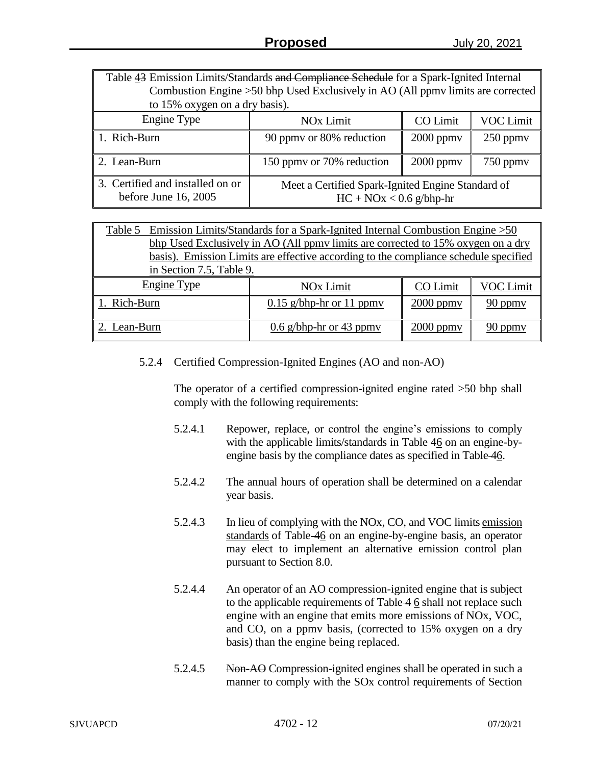| Table ~~4~~3 Emission Limits/Standards ~~and Compliance Schedule~~ for a Spark-Ignited Internal Combustion Engine >50 bhp Used Exclusively in AO (All ppmv limits are corrected to 15% oxygen on a dry basis). | | | |
|---|---|---|---|
| Engine Type | NOx Limit | CO Limit | VOC Limit |
| 1. Rich-Burn | 90 ppmv or 80% reduction | 2000 ppmv | 250 ppmv |
| 2. Lean-Burn | 150 ppmv or 70% reduction | 2000 ppmv | 750 ppmv |
| 3. Certified and installed on or before June 16, 2005 | Meet a Certified Spark-Ignited Engine Standard of HC + NOx < 0.6 g/bhp-hr | | |

| Table 5 Emission Limits/Standards for a Spark-Ignited Internal Combustion Engine >50 bhp Used Exclusively in AO (All ppmv limits are corrected to 15% oxygen on a dry basis). Emission Limits are effective according to the compliance schedule specified in Section 7.5, Table 9. | | | |
|---|---|---|---|
| Engine Type | NOx Limit | CO Limit | VOC Limit |
| 1. Rich-Burn | 0.15 g/bhp-hr or 11 ppmv | 2000 ppmv | 90 ppmv |
| 2. Lean-Burn | 0.6 g/bhp-hr or 43 ppmv | 2000 ppmv | 90 ppmv |

5.2.4 Certified Compression-Ignited Engines (AO and non-AO)

The operator of a certified compression-ignited engine rated >50 bhp shall comply with the following requirements:

5.2.4.1 Repower, replace, or control the engine's emissions to comply with the applicable limits/standards in Table ~~4~~6 on an engine-by-engine basis by the compliance dates as specified in Table ~~4~~6.

5.2.4.2 The annual hours of operation shall be determined on a calendar year basis.

5.2.4.3 In lieu of complying with the ~~NOx, CO, and VOC limits~~ emission standards of Table ~~4~~6 on an engine-by-engine basis, an operator may elect to implement an alternative emission control plan pursuant to Section 8.0.

5.2.4.4 An operator of an AO compression-ignited engine that is subject to the applicable requirements of Table ~~4~~ 6 shall not replace such engine with an engine that emits more emissions of NOx, VOC, and CO, on a ppmv basis, (corrected to 15% oxygen on a dry basis) than the engine being replaced.

5.2.4.5 ~~Non-AO~~ Compression-ignited engines shall be operated in such a manner to comply with the SOx control requirements of Section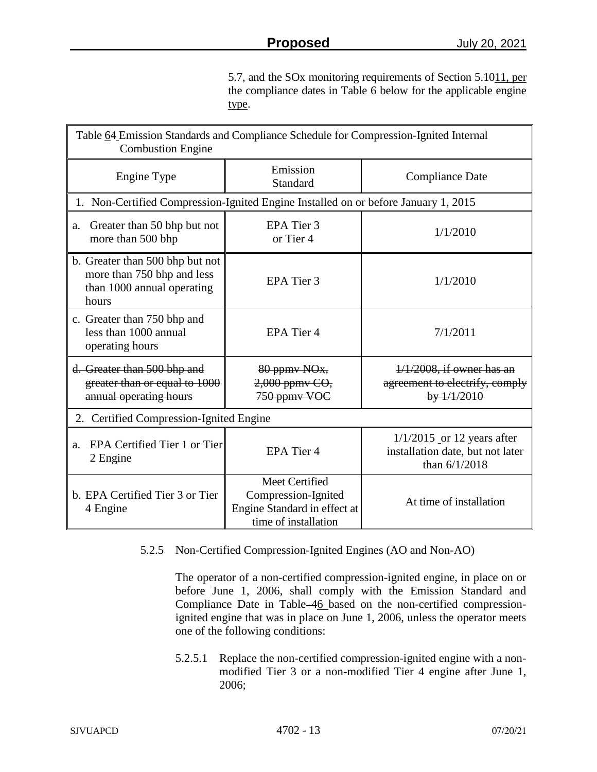5.7, and the SOx monitoring requirements of Section 5.~~10~~11, per the compliance dates in Table 6 below for the applicable engine type.

| Table ~~4~~ 6 Emission Standards and Compliance Schedule for Compression-Ignited Internal Combustion Engine | | |
|---|---|---|
| Engine Type | Emission Standard | Compliance Date |
| 1. Non-Certified Compression-Ignited Engine Installed on or before January 1, 2015 | | |
| a. Greater than 50 bhp but not more than 500 bhp | EPA Tier 3 or Tier 4 | 1/1/2010 |
| b. Greater than 500 bhp but not more than 750 bhp and less than 1000 annual operating hours | EPA Tier 3 | 1/1/2010 |
| c. Greater than 750 bhp and less than 1000 annual operating hours | EPA Tier 4 | 7/1/2011 |
| ~~d. Greater than 500 bhp and greater than or equal to 1000 annual operating hours~~ | ~~80 ppmv NOx, 2,000 ppmv CO, 750 ppmv VOC~~ | ~~1/1/2008, if owner has an agreement to electrify, comply by 1/1/2010~~ |
| 2. Certified Compression-Ignited Engine | | |
| a. EPA Certified Tier 1 or Tier 2 Engine | EPA Tier 4 | 1/1/2015 or 12 years after installation date, but not later than 6/1/2018 |
| b. EPA Certified Tier 3 or Tier 4 Engine | Meet Certified Compression-Ignited Engine Standard in effect at time of installation | At time of installation |

5.2.5 Non-Certified Compression-Ignited Engines (AO and Non-AO)

The operator of a non-certified compression-ignited engine, in place on or before June 1, 2006, shall comply with the Emission Standard and Compliance Date in Table ~~4~~6 based on the non-certified compression-ignited engine that was in place on June 1, 2006, unless the operator meets one of the following conditions:

5.2.5.1 Replace the non-certified compression-ignited engine with a non-modified Tier 3 or a non-modified Tier 4 engine after June 1, 2006;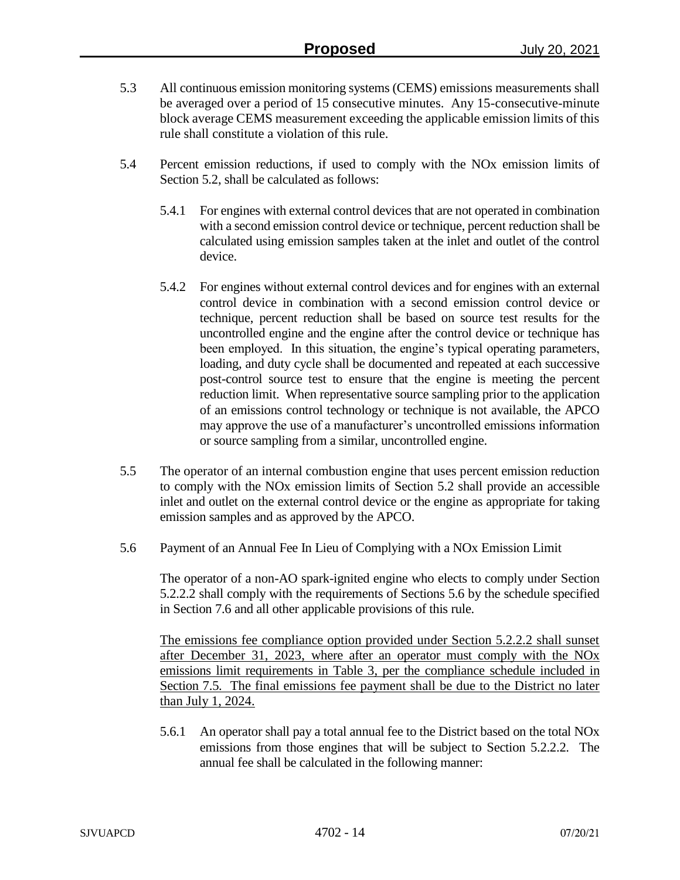5.3 All continuous emission monitoring systems (CEMS) emissions measurements shall be averaged over a period of 15 consecutive minutes. Any 15-consecutive-minute block average CEMS measurement exceeding the applicable emission limits of this rule shall constitute a violation of this rule.

5.4 Percent emission reductions, if used to comply with the NOx emission limits of Section 5.2, shall be calculated as follows:

5.4.1 For engines with external control devices that are not operated in combination with a second emission control device or technique, percent reduction shall be calculated using emission samples taken at the inlet and outlet of the control device.

5.4.2 For engines without external control devices and for engines with an external control device in combination with a second emission control device or technique, percent reduction shall be based on source test results for the uncontrolled engine and the engine after the control device or technique has been employed. In this situation, the engine's typical operating parameters, loading, and duty cycle shall be documented and repeated at each successive post-control source test to ensure that the engine is meeting the percent reduction limit. When representative source sampling prior to the application of an emissions control technology or technique is not available, the APCO may approve the use of a manufacturer's uncontrolled emissions information or source sampling from a similar, uncontrolled engine.

5.5 The operator of an internal combustion engine that uses percent emission reduction to comply with the NOx emission limits of Section 5.2 shall provide an accessible inlet and outlet on the external control device or the engine as appropriate for taking emission samples and as approved by the APCO.

5.6 Payment of an Annual Fee In Lieu of Complying with a NOx Emission Limit

The operator of a non-AO spark-ignited engine who elects to comply under Section 5.2.2.2 shall comply with the requirements of Sections 5.6 by the schedule specified in Section 7.6 and all other applicable provisions of this rule.

<u>The emissions fee compliance option provided under Section 5.2.2.2 shall sunset after December 31, 2023, where after an operator must comply with the NOx emissions limit requirements in Table 3, per the compliance schedule included in Section 7.5. The final emissions fee payment shall be due to the District no later than July 1, 2024.</u>

5.6.1 An operator shall pay a total annual fee to the District based on the total NOx emissions from those engines that will be subject to Section 5.2.2.2. The annual fee shall be calculated in the following manner: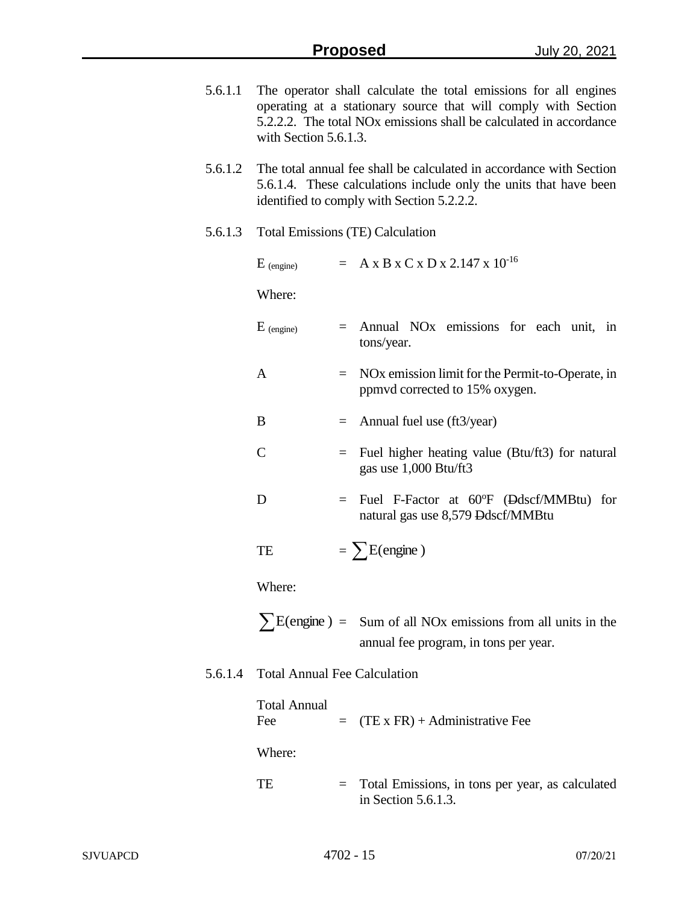5.6.1.1 The operator shall calculate the total emissions for all engines operating at a stationary source that will comply with Section 5.2.2.2. The total NOx emissions shall be calculated in accordance with Section 5.6.1.3.

5.6.1.2 The total annual fee shall be calculated in accordance with Section 5.6.1.4. These calculations include only the units that have been identified to comply with Section 5.2.2.2.

5.6.1.3 Total Emissions (TE) Calculation

$$E_{(engine)} = A \times B \times C \times D \times 2.147 \times 10^{-16}$$

Where:

$E_{(engine)}$ = Annual NOx emissions for each unit, in tons/year.

A = NOx emission limit for the Permit-to-Operate, in ppmvd corrected to 15% oxygen.

B = Annual fuel use (ft3/year)

C = Fuel higher heating value (Btu/ft3) for natural gas use 1,000 Btu/ft3

D = Fuel F-Factor at 60ºF (~~D~~dscf/MMBtu) for natural gas use 8,579 ~~D~~dscf/MMBtu

$$TE = \sum E(engine)$$

Where:

$\sum E(engine)$ = Sum of all NOx emissions from all units in the annual fee program, in tons per year.

5.6.1.4 Total Annual Fee Calculation

Total Annual Fee = (TE x FR) + Administrative Fee

Where:

TE = Total Emissions, in tons per year, as calculated in Section 5.6.1.3.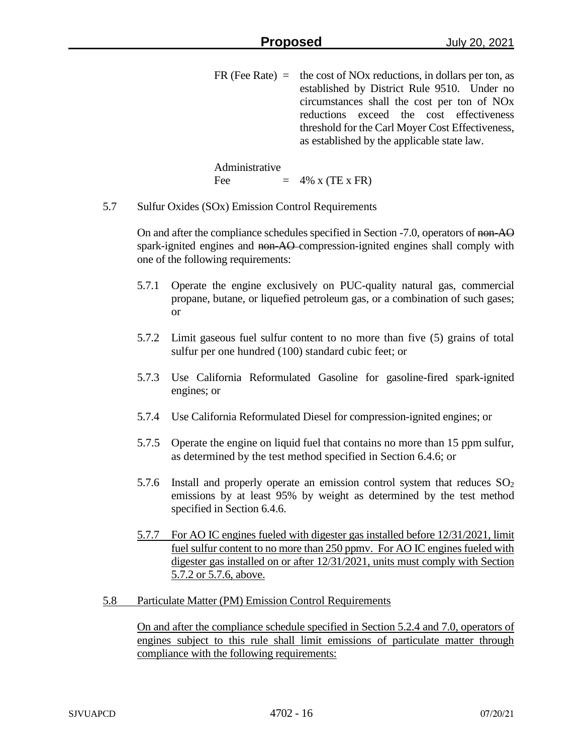FR (Fee Rate) = the cost of NOx reductions, in dollars per ton, as established by District Rule 9510. Under no circumstances shall the cost per ton of NOx reductions exceed the cost effectiveness threshold for the Carl Moyer Cost Effectiveness, as established by the applicable state law.

Administrative Fee = 4% x (TE x FR)

5.7 Sulfur Oxides (SOx) Emission Control Requirements

On and after the compliance schedules specified in Section -7.0, operators of ~~non-AO~~ spark-ignited engines and ~~non-AO~~ compression-ignited engines shall comply with one of the following requirements:

5.7.1 Operate the engine exclusively on PUC-quality natural gas, commercial propane, butane, or liquefied petroleum gas, or a combination of such gases; or

5.7.2 Limit gaseous fuel sulfur content to no more than five (5) grains of total sulfur per one hundred (100) standard cubic feet; or

5.7.3 Use California Reformulated Gasoline for gasoline-fired spark-ignited engines; or

5.7.4 Use California Reformulated Diesel for compression-ignited engines; or

5.7.5 Operate the engine on liquid fuel that contains no more than 15 ppm sulfur, as determined by the test method specified in Section 6.4.6; or

5.7.6 Install and properly operate an emission control system that reduces $SO_2$ emissions by at least 95% by weight as determined by the test method specified in Section 6.4.6.

5.7.7 For AO IC engines fueled with digester gas installed before 12/31/2021, limit fuel sulfur content to no more than 250 ppmv. For AO IC engines fueled with digester gas installed on or after 12/31/2021, units must comply with Section 5.7.2 or 5.7.6, above.

5.8 Particulate Matter (PM) Emission Control Requirements

On and after the compliance schedule specified in Section 5.2.4 and 7.0, operators of engines subject to this rule shall limit emissions of particulate matter through compliance with the following requirements: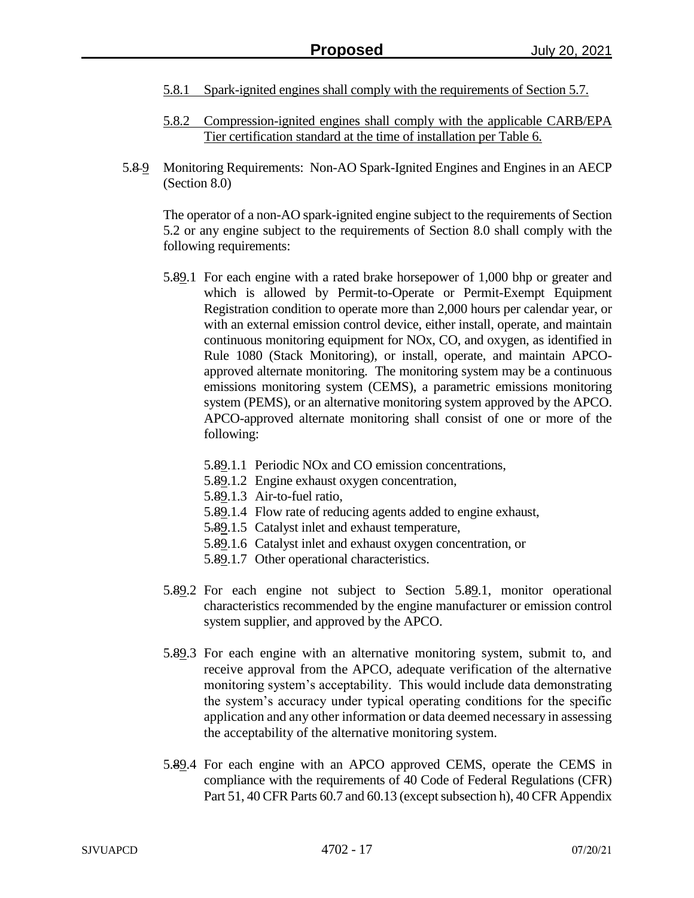5.8.1 Spark-ignited engines shall comply with the requirements of Section 5.7.

5.8.2 Compression-ignited engines shall comply with the applicable CARB/EPA Tier certification standard at the time of installation per Table 6.

5.8 9 Monitoring Requirements: Non-AO Spark-Ignited Engines and Engines in an AECP (Section 8.0)

The operator of a non-AO spark-ignited engine subject to the requirements of Section 5.2 or any engine subject to the requirements of Section 8.0 shall comply with the following requirements:

5.89.1 For each engine with a rated brake horsepower of 1,000 bhp or greater and which is allowed by Permit-to-Operate or Permit-Exempt Equipment Registration condition to operate more than 2,000 hours per calendar year, or with an external emission control device, either install, operate, and maintain continuous monitoring equipment for NOx, CO, and oxygen, as identified in Rule 1080 (Stack Monitoring), or install, operate, and maintain APCO-approved alternate monitoring. The monitoring system may be a continuous emissions monitoring system (CEMS), a parametric emissions monitoring system (PEMS), or an alternative monitoring system approved by the APCO. APCO-approved alternate monitoring shall consist of one or more of the following:

5.89.1.1 Periodic NOx and CO emission concentrations,
5.89.1.2 Engine exhaust oxygen concentration,
5.89.1.3 Air-to-fuel ratio,
5.89.1.4 Flow rate of reducing agents added to engine exhaust,
5.89.1.5 Catalyst inlet and exhaust temperature,
5.89.1.6 Catalyst inlet and exhaust oxygen concentration, or
5.89.1.7 Other operational characteristics.

5.89.2 For each engine not subject to Section 5.89.1, monitor operational characteristics recommended by the engine manufacturer or emission control system supplier, and approved by the APCO.

5.89.3 For each engine with an alternative monitoring system, submit to, and receive approval from the APCO, adequate verification of the alternative monitoring system's acceptability. This would include data demonstrating the system's accuracy under typical operating conditions for the specific application and any other information or data deemed necessary in assessing the acceptability of the alternative monitoring system.

5.89.4 For each engine with an APCO approved CEMS, operate the CEMS in compliance with the requirements of 40 Code of Federal Regulations (CFR) Part 51, 40 CFR Parts 60.7 and 60.13 (except subsection h), 40 CFR Appendix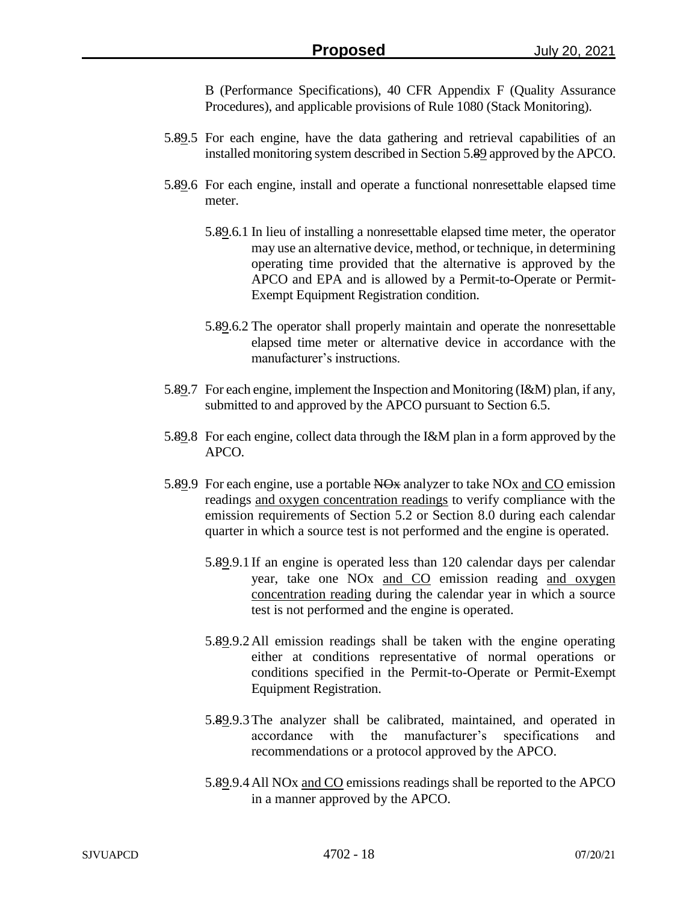B (Performance Specifications), 40 CFR Appendix F (Quality Assurance Procedures), and applicable provisions of Rule 1080 (Stack Monitoring).

5.~~8~~9.5 For each engine, have the data gathering and retrieval capabilities of an installed monitoring system described in Section 5.~~8~~9 approved by the APCO.

5.~~8~~9.6 For each engine, install and operate a functional nonresettable elapsed time meter.

5.~~8~~9.6.1 In lieu of installing a nonresettable elapsed time meter, the operator may use an alternative device, method, or technique, in determining operating time provided that the alternative is approved by the APCO and EPA and is allowed by a Permit-to-Operate or Permit-Exempt Equipment Registration condition.

5.~~8~~9.6.2 The operator shall properly maintain and operate the nonresettable elapsed time meter or alternative device in accordance with the manufacturer's instructions.

5.~~8~~9.7 For each engine, implement the Inspection and Monitoring (I&M) plan, if any, submitted to and approved by the APCO pursuant to Section 6.5.

5.~~8~~9.8 For each engine, collect data through the I&M plan in a form approved by the APCO.

5.~~8~~9.9 For each engine, use a portable ~~NOx~~ analyzer to take NOx and CO emission readings and oxygen concentration readings to verify compliance with the emission requirements of Section 5.2 or Section 8.0 during each calendar quarter in which a source test is not performed and the engine is operated.

5.~~8~~9.9.1 If an engine is operated less than 120 calendar days per calendar year, take one NOx and CO emission reading and oxygen concentration reading during the calendar year in which a source test is not performed and the engine is operated.

5.~~8~~9.9.2 All emission readings shall be taken with the engine operating either at conditions representative of normal operations or conditions specified in the Permit-to-Operate or Permit-Exempt Equipment Registration.

5.~~8~~9.9.3 The analyzer shall be calibrated, maintained, and operated in accordance with the manufacturer's specifications and recommendations or a protocol approved by the APCO.

5.~~8~~9.9.4 All NOx and CO emissions readings shall be reported to the APCO in a manner approved by the APCO.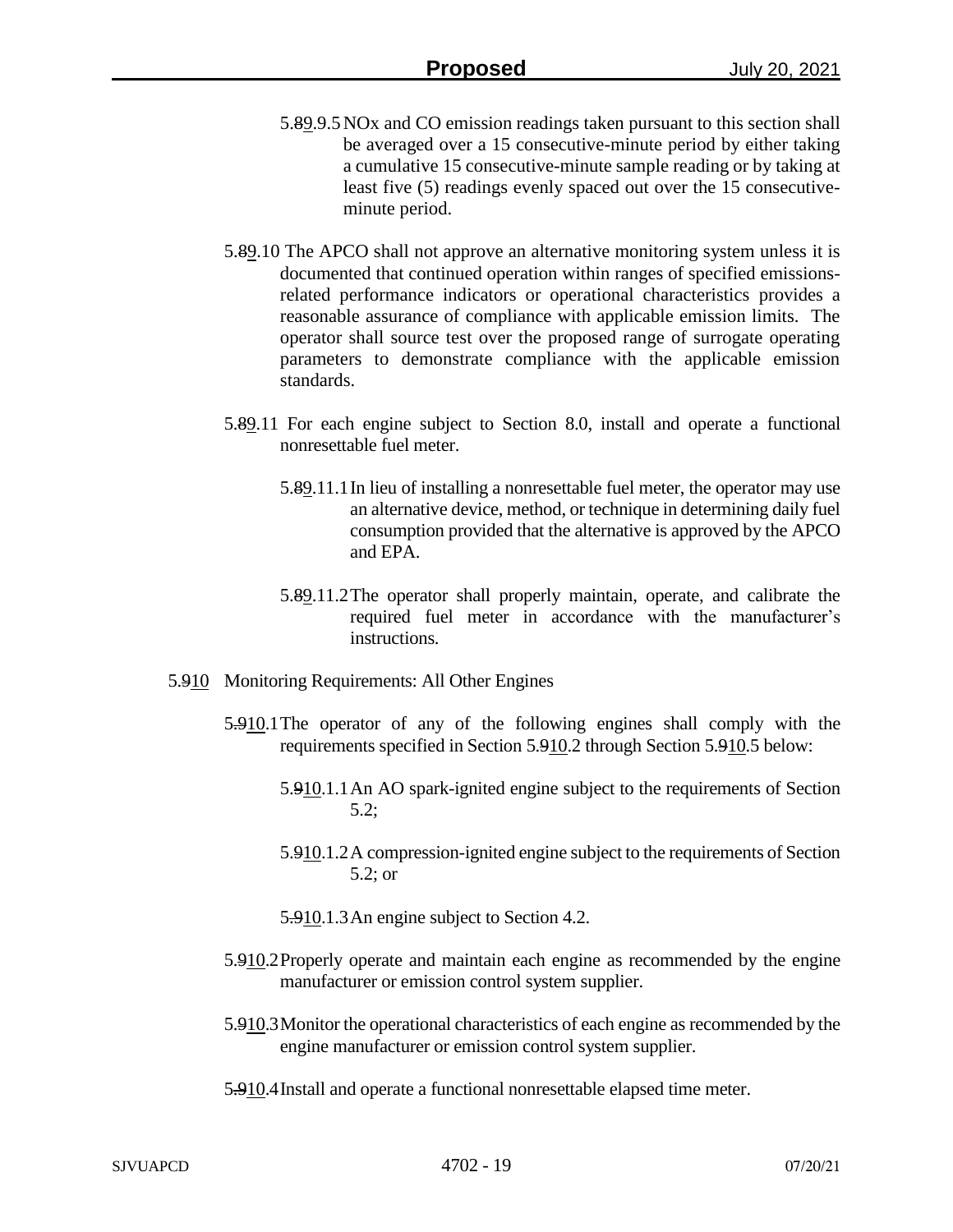5.89.9.5 NOx and CO emission readings taken pursuant to this section shall be averaged over a 15 consecutive-minute period by either taking a cumulative 15 consecutive-minute sample reading or by taking at least five (5) readings evenly spaced out over the 15 consecutive-minute period.

5.89.10 The APCO shall not approve an alternative monitoring system unless it is documented that continued operation within ranges of specified emissions-related performance indicators or operational characteristics provides a reasonable assurance of compliance with applicable emission limits. The operator shall source test over the proposed range of surrogate operating parameters to demonstrate compliance with the applicable emission standards.

5.89.11 For each engine subject to Section 8.0, install and operate a functional nonresettable fuel meter.

5.89.11.1 In lieu of installing a nonresettable fuel meter, the operator may use an alternative device, method, or technique in determining daily fuel consumption provided that the alternative is approved by the APCO and EPA.

5.89.11.2 The operator shall properly maintain, operate, and calibrate the required fuel meter in accordance with the manufacturer's instructions.

5.910 Monitoring Requirements: All Other Engines

5.910.1 The operator of any of the following engines shall comply with the requirements specified in Section 5.910.2 through Section 5.910.5 below:

5.910.1.1 An AO spark-ignited engine subject to the requirements of Section 5.2;

5.910.1.2 A compression-ignited engine subject to the requirements of Section 5.2; or

5.910.1.3 An engine subject to Section 4.2.

5.910.2 Properly operate and maintain each engine as recommended by the engine manufacturer or emission control system supplier.

5.910.3 Monitor the operational characteristics of each engine as recommended by the engine manufacturer or emission control system supplier.

5.910.4 Install and operate a functional nonresettable elapsed time meter.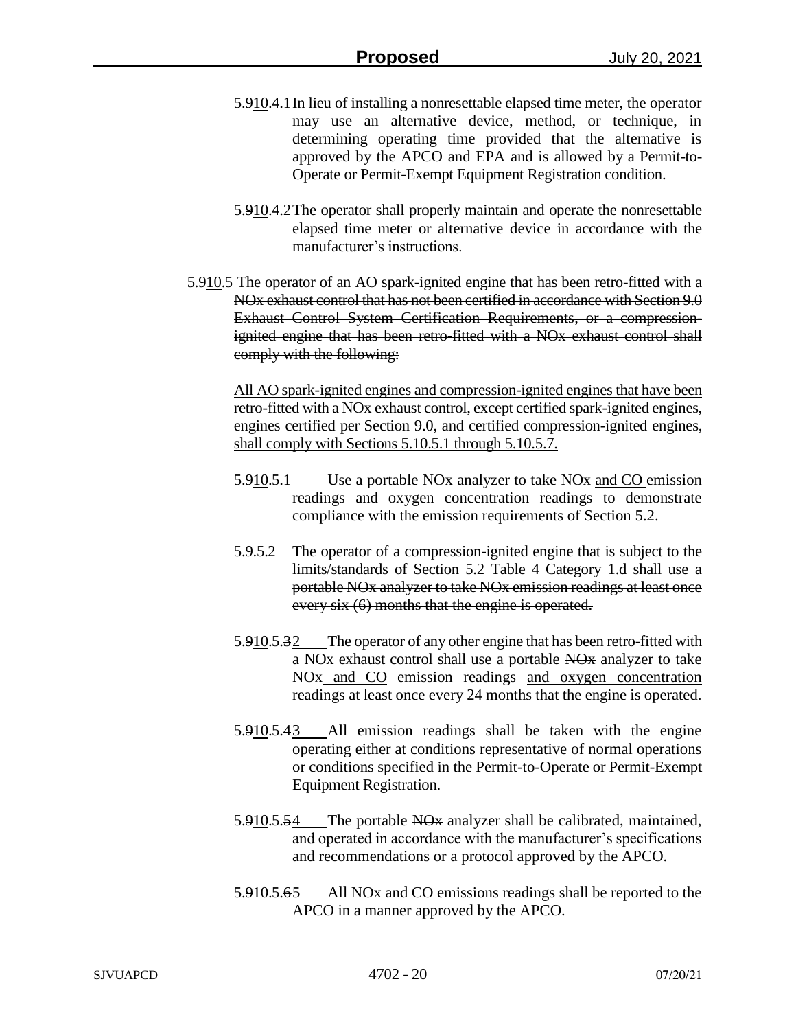5.~~9~~<u>10</u>.4.1 In lieu of installing a nonresettable elapsed time meter, the operator may use an alternative device, method, or technique, in determining operating time provided that the alternative is approved by the APCO and EPA and is allowed by a Permit-to-Operate or Permit-Exempt Equipment Registration condition.

5.~~9~~<u>10</u>.4.2 The operator shall properly maintain and operate the nonresettable elapsed time meter or alternative device in accordance with the manufacturer's instructions.

5.~~9~~<u>10</u>.5 ~~The operator of an AO spark-ignited engine that has been retro-fitted with a NOx exhaust control that has not been certified in accordance with Section 9.0 Exhaust Control System Certification Requirements, or a compression-ignited engine that has been retro-fitted with a NOx exhaust control shall comply with the following:~~

<u>All AO spark-ignited engines and compression-ignited engines that have been retro-fitted with a NOx exhaust control, except certified spark-ignited engines, engines certified per Section 9.0, and certified compression-ignited engines, shall comply with Sections 5.10.5.1 through 5.10.5.7.</u>

5.~~9~~<u>10</u>.5.1 Use a portable ~~NOx~~ analyzer to take NOx <u>and CO</u> emission readings <u>and oxygen concentration readings</u> to demonstrate compliance with the emission requirements of Section 5.2.

~~5.9.5.2 The operator of a compression-ignited engine that is subject to the limits/standards of Section 5.2 Table 4 Category 1.d shall use a portable NOx analyzer to take NOx emission readings at least once every six (6) months that the engine is operated.~~

5.~~9~~<u>10</u>.5.~~3~~<u>2</u> The operator of any other engine that has been retro-fitted with a NOx exhaust control shall use a portable ~~NOx~~ analyzer to take NOx <u>and CO</u> emission readings <u>and oxygen concentration readings</u> at least once every 24 months that the engine is operated.

5.~~9~~<u>10</u>.5.~~4~~<u>3</u> All emission readings shall be taken with the engine operating either at conditions representative of normal operations or conditions specified in the Permit-to-Operate or Permit-Exempt Equipment Registration.

5.~~9~~<u>10</u>.5.~~5~~<u>4</u> The portable ~~NOx~~ analyzer shall be calibrated, maintained, and operated in accordance with the manufacturer's specifications and recommendations or a protocol approved by the APCO.

5.~~9~~<u>10</u>.5.~~6~~<u>5</u> All NOx <u>and CO</u> emissions readings shall be reported to the APCO in a manner approved by the APCO.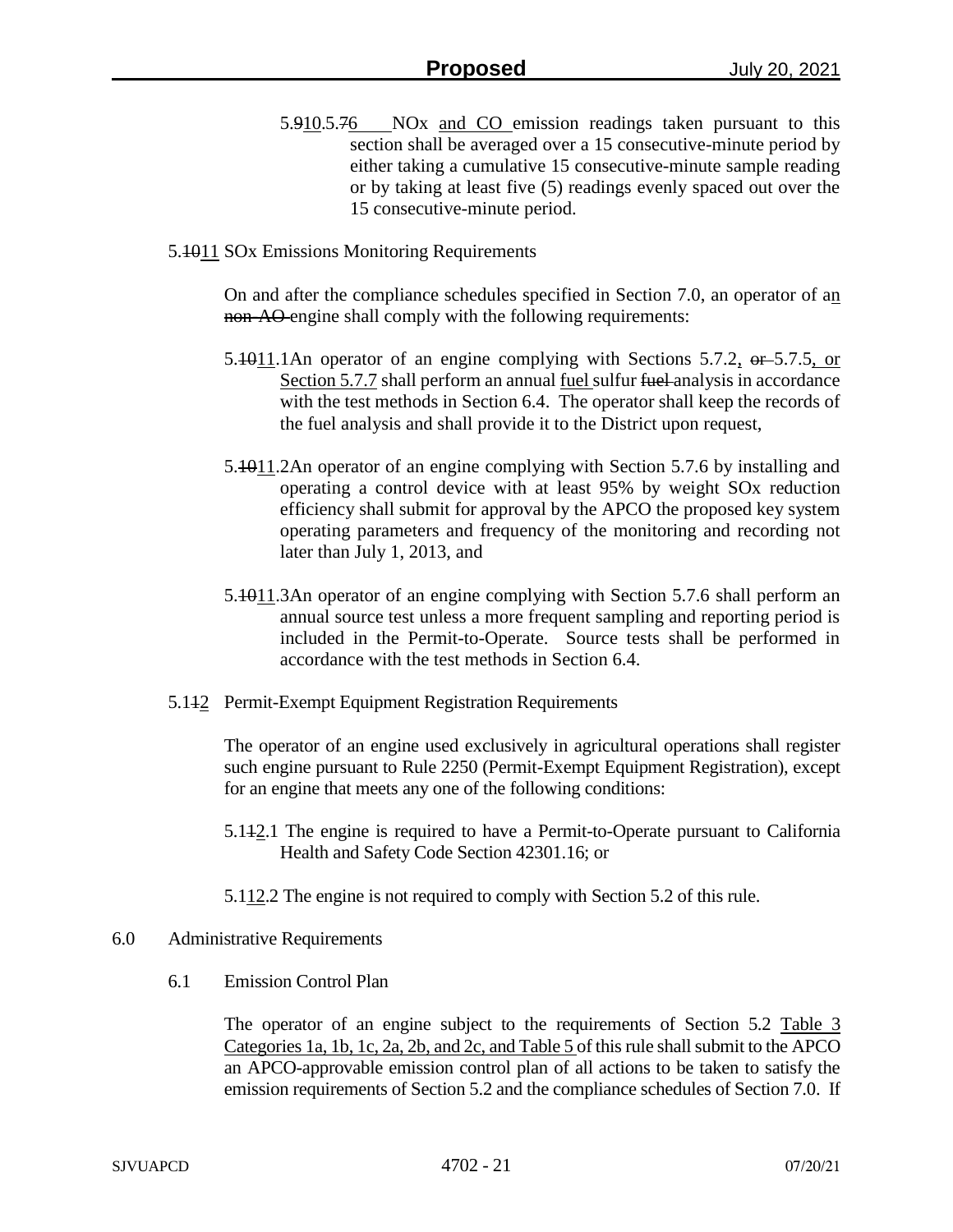5.~~9~~10.5.~~7~~6 NOx and CO emission readings taken pursuant to this section shall be averaged over a 15 consecutive-minute period by either taking a cumulative 15 consecutive-minute sample reading or by taking at least five (5) readings evenly spaced out over the 15 consecutive-minute period.

5.~~10~~11 SOx Emissions Monitoring Requirements

On and after the compliance schedules specified in Section 7.0, an operator of an ~~non-AO~~ engine shall comply with the following requirements:

5.~~10~~11.1 An operator of an engine complying with Sections 5.7.2, ~~or~~ 5.7.5, or Section 5.7.7 shall perform an annual fuel sulfur ~~fuel~~ analysis in accordance with the test methods in Section 6.4. The operator shall keep the records of the fuel analysis and shall provide it to the District upon request,

5.~~10~~11.2 An operator of an engine complying with Section 5.7.6 by installing and operating a control device with at least 95% by weight SOx reduction efficiency shall submit for approval by the APCO the proposed key system operating parameters and frequency of the monitoring and recording not later than July 1, 2013, and

5.~~10~~11.3 An operator of an engine complying with Section 5.7.6 shall perform an annual source test unless a more frequent sampling and reporting period is included in the Permit-to-Operate. Source tests shall be performed in accordance with the test methods in Section 6.4.

5.1~~1~~2 Permit-Exempt Equipment Registration Requirements

The operator of an engine used exclusively in agricultural operations shall register such engine pursuant to Rule 2250 (Permit-Exempt Equipment Registration), except for an engine that meets any one of the following conditions:

5.1~~1~~2.1 The engine is required to have a Permit-to-Operate pursuant to California Health and Safety Code Section 42301.16; or

5.1~~1~~2.2 The engine is not required to comply with Section 5.2 of this rule.

## 6.0 Administrative Requirements

### 6.1 Emission Control Plan

The operator of an engine subject to the requirements of Section 5.2 Table 3 Categories 1a, 1b, 1c, 2a, 2b, and 2c, and Table 5 of this rule shall submit to the APCO an APCO-approvable emission control plan of all actions to be taken to satisfy the emission requirements of Section 5.2 and the compliance schedules of Section 7.0. If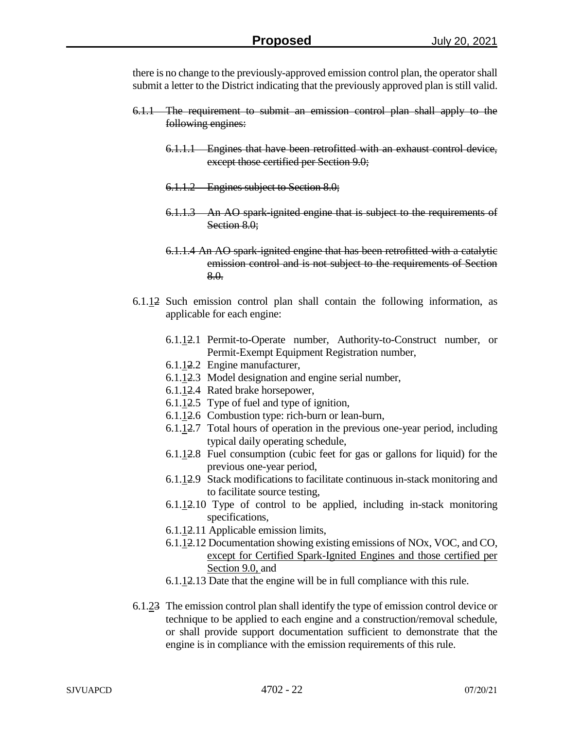there is no change to the previously-approved emission control plan, the operator shall submit a letter to the District indicating that the previously approved plan is still valid.

~~6.1.1 The requirement to submit an emission control plan shall apply to the following engines:~~

~~6.1.1.1 Engines that have been retrofitted with an exhaust control device, except those certified per Section 9.0;~~

~~6.1.1.2 Engines subject to Section 8.0;~~

~~6.1.1.3 An AO spark-ignited engine that is subject to the requirements of Section 8.0;~~

~~6.1.1.4 An AO spark-ignited engine that has been retrofitted with a catalytic emission control and is not subject to the requirements of Section 8.0.~~

6.1.<u>1</u>~~2~~ Such emission control plan shall contain the following information, as applicable for each engine:

6.1.<u>1</u>~~2~~.1 Permit-to-Operate number, Authority-to-Construct number, or Permit-Exempt Equipment Registration number,
6.1.<u>1</u>~~2~~.2 Engine manufacturer,
6.1.<u>1</u>~~2~~.3 Model designation and engine serial number,
6.1.<u>1</u>~~2~~.4 Rated brake horsepower,
6.1.<u>1</u>~~2~~.5 Type of fuel and type of ignition,
6.1.<u>1</u>~~2~~.6 Combustion type: rich-burn or lean-burn,
6.1.<u>1</u>~~2~~.7 Total hours of operation in the previous one-year period, including typical daily operating schedule,
6.1.<u>1</u>~~2~~.8 Fuel consumption (cubic feet for gas or gallons for liquid) for the previous one-year period,
6.1.<u>1</u>~~2~~.9 Stack modifications to facilitate continuous in-stack monitoring and to facilitate source testing,
6.1.<u>1</u>~~2~~.10 Type of control to be applied, including in-stack monitoring specifications,
6.1.<u>1</u>~~2~~.11 Applicable emission limits,
6.1.<u>1</u>~~2~~.12 Documentation showing existing emissions of NOx, VOC, and CO, <u>except for Certified Spark-Ignited Engines and those certified per Section 9.0,</u> and
6.1.<u>1</u>~~2~~.13 Date that the engine will be in full compliance with this rule.

6.1.<u>2</u>~~3~~ The emission control plan shall identify the type of emission control device or technique to be applied to each engine and a construction/removal schedule, or shall provide support documentation sufficient to demonstrate that the engine is in compliance with the emission requirements of this rule.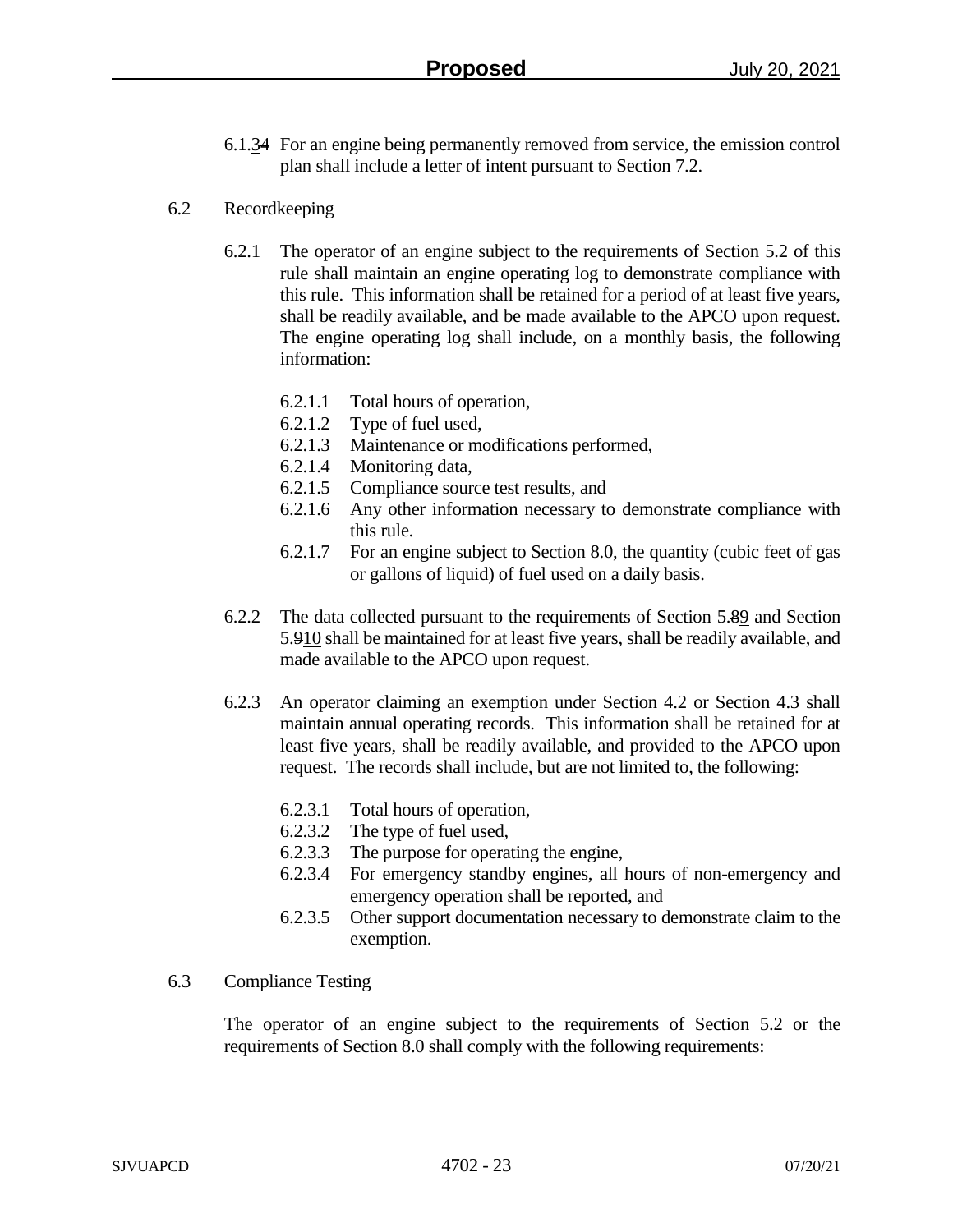6.1.34 For an engine being permanently removed from service, the emission control plan shall include a letter of intent pursuant to Section 7.2.

6.2 Recordkeeping

6.2.1 The operator of an engine subject to the requirements of Section 5.2 of this rule shall maintain an engine operating log to demonstrate compliance with this rule. This information shall be retained for a period of at least five years, shall be readily available, and be made available to the APCO upon request. The engine operating log shall include, on a monthly basis, the following information:

6.2.1.1 Total hours of operation,
6.2.1.2 Type of fuel used,
6.2.1.3 Maintenance or modifications performed,
6.2.1.4 Monitoring data,
6.2.1.5 Compliance source test results, and
6.2.1.6 Any other information necessary to demonstrate compliance with this rule.
6.2.1.7 For an engine subject to Section 8.0, the quantity (cubic feet of gas or gallons of liquid) of fuel used on a daily basis.

6.2.2 The data collected pursuant to the requirements of Section 5.89 and Section 5.910 shall be maintained for at least five years, shall be readily available, and made available to the APCO upon request.

6.2.3 An operator claiming an exemption under Section 4.2 or Section 4.3 shall maintain annual operating records. This information shall be retained for at least five years, shall be readily available, and provided to the APCO upon request. The records shall include, but are not limited to, the following:

6.2.3.1 Total hours of operation,
6.2.3.2 The type of fuel used,
6.2.3.3 The purpose for operating the engine,
6.2.3.4 For emergency standby engines, all hours of non-emergency and emergency operation shall be reported, and
6.2.3.5 Other support documentation necessary to demonstrate claim to the exemption.

6.3 Compliance Testing

The operator of an engine subject to the requirements of Section 5.2 or the requirements of Section 8.0 shall comply with the following requirements: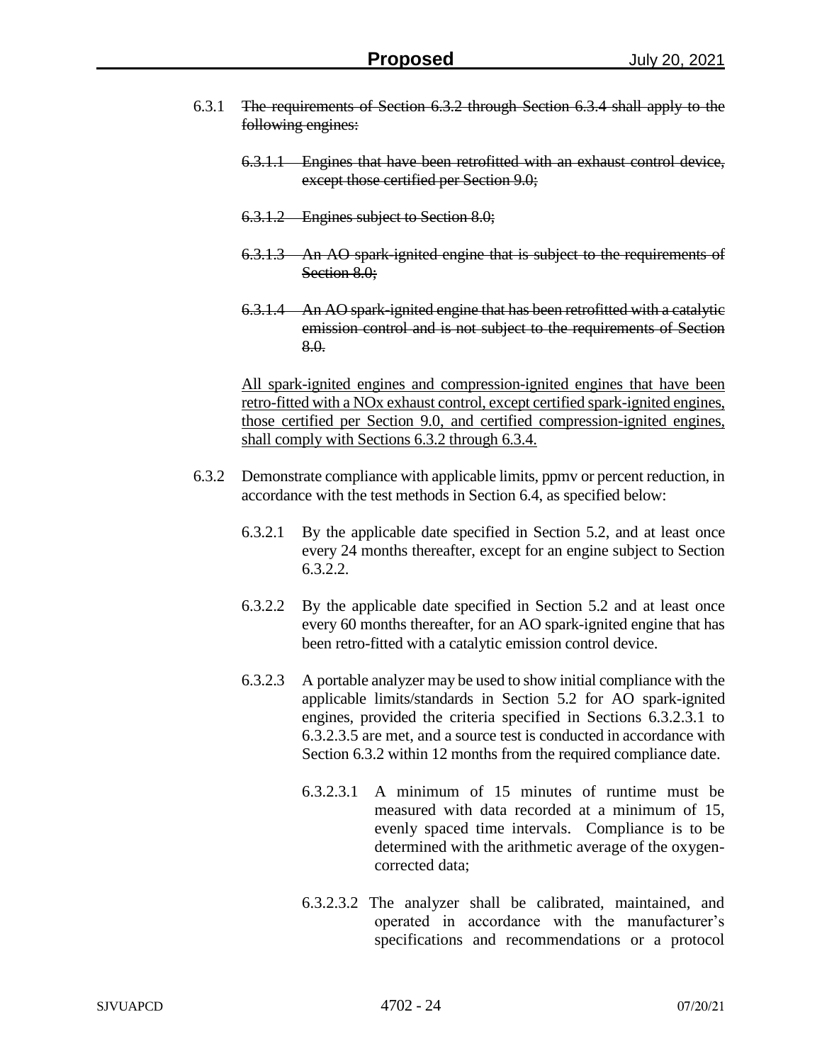6.3.1 ~~The requirements of Section 6.3.2 through Section 6.3.4 shall apply to the following engines:~~

~~6.3.1.1 Engines that have been retrofitted with an exhaust control device, except those certified per Section 9.0;~~

~~6.3.1.2 Engines subject to Section 8.0;~~

~~6.3.1.3 An AO spark-ignited engine that is subject to the requirements of Section 8.0;~~

~~6.3.1.4 An AO spark-ignited engine that has been retrofitted with a catalytic emission control and is not subject to the requirements of Section 8.0.~~

<u>All spark-ignited engines and compression-ignited engines that have been retro-fitted with a NOx exhaust control, except certified spark-ignited engines, those certified per Section 9.0, and certified compression-ignited engines, shall comply with Sections 6.3.2 through 6.3.4.</u>

6.3.2 Demonstrate compliance with applicable limits, ppmv or percent reduction, in accordance with the test methods in Section 6.4, as specified below:

6.3.2.1 By the applicable date specified in Section 5.2, and at least once every 24 months thereafter, except for an engine subject to Section 6.3.2.2.

6.3.2.2 By the applicable date specified in Section 5.2 and at least once every 60 months thereafter, for an AO spark-ignited engine that has been retro-fitted with a catalytic emission control device.

6.3.2.3 A portable analyzer may be used to show initial compliance with the applicable limits/standards in Section 5.2 for AO spark-ignited engines, provided the criteria specified in Sections 6.3.2.3.1 to 6.3.2.3.5 are met, and a source test is conducted in accordance with Section 6.3.2 within 12 months from the required compliance date.

6.3.2.3.1 A minimum of 15 minutes of runtime must be measured with data recorded at a minimum of 15, evenly spaced time intervals. Compliance is to be determined with the arithmetic average of the oxygen-corrected data;

6.3.2.3.2 The analyzer shall be calibrated, maintained, and operated in accordance with the manufacturer's specifications and recommendations or a protocol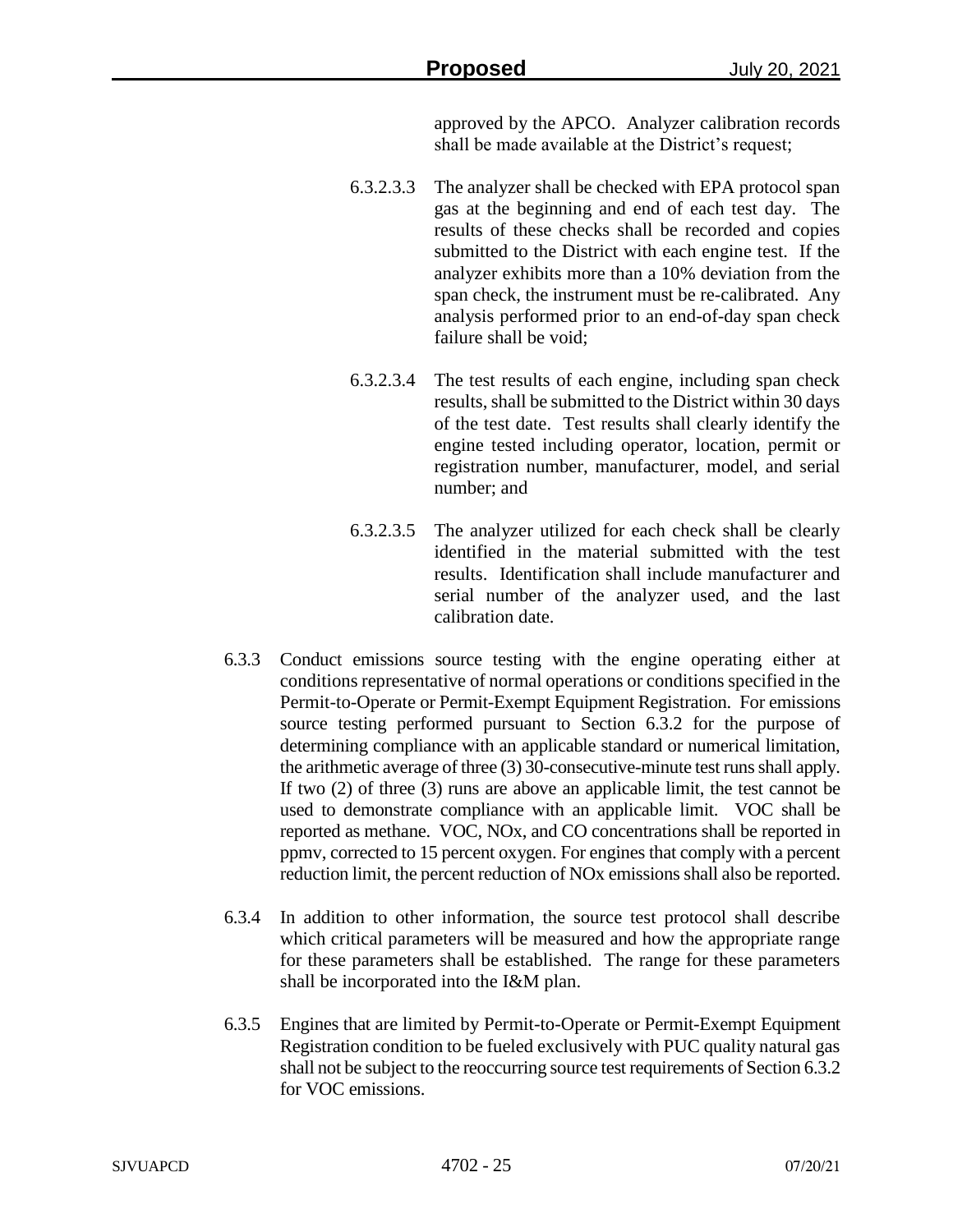approved by the APCO. Analyzer calibration records shall be made available at the District's request;

6.3.2.3.3 The analyzer shall be checked with EPA protocol span gas at the beginning and end of each test day. The results of these checks shall be recorded and copies submitted to the District with each engine test. If the analyzer exhibits more than a 10% deviation from the span check, the instrument must be re-calibrated. Any analysis performed prior to an end-of-day span check failure shall be void;

6.3.2.3.4 The test results of each engine, including span check results, shall be submitted to the District within 30 days of the test date. Test results shall clearly identify the engine tested including operator, location, permit or registration number, manufacturer, model, and serial number; and

6.3.2.3.5 The analyzer utilized for each check shall be clearly identified in the material submitted with the test results. Identification shall include manufacturer and serial number of the analyzer used, and the last calibration date.

6.3.3 Conduct emissions source testing with the engine operating either at conditions representative of normal operations or conditions specified in the Permit-to-Operate or Permit-Exempt Equipment Registration. For emissions source testing performed pursuant to Section 6.3.2 for the purpose of determining compliance with an applicable standard or numerical limitation, the arithmetic average of three (3) 30-consecutive-minute test runs shall apply. If two (2) of three (3) runs are above an applicable limit, the test cannot be used to demonstrate compliance with an applicable limit. VOC shall be reported as methane. VOC, NOx, and CO concentrations shall be reported in ppmv, corrected to 15 percent oxygen. For engines that comply with a percent reduction limit, the percent reduction of NOx emissions shall also be reported.

6.3.4 In addition to other information, the source test protocol shall describe which critical parameters will be measured and how the appropriate range for these parameters shall be established. The range for these parameters shall be incorporated into the I&M plan.

6.3.5 Engines that are limited by Permit-to-Operate or Permit-Exempt Equipment Registration condition to be fueled exclusively with PUC quality natural gas shall not be subject to the reoccurring source test requirements of Section 6.3.2 for VOC emissions.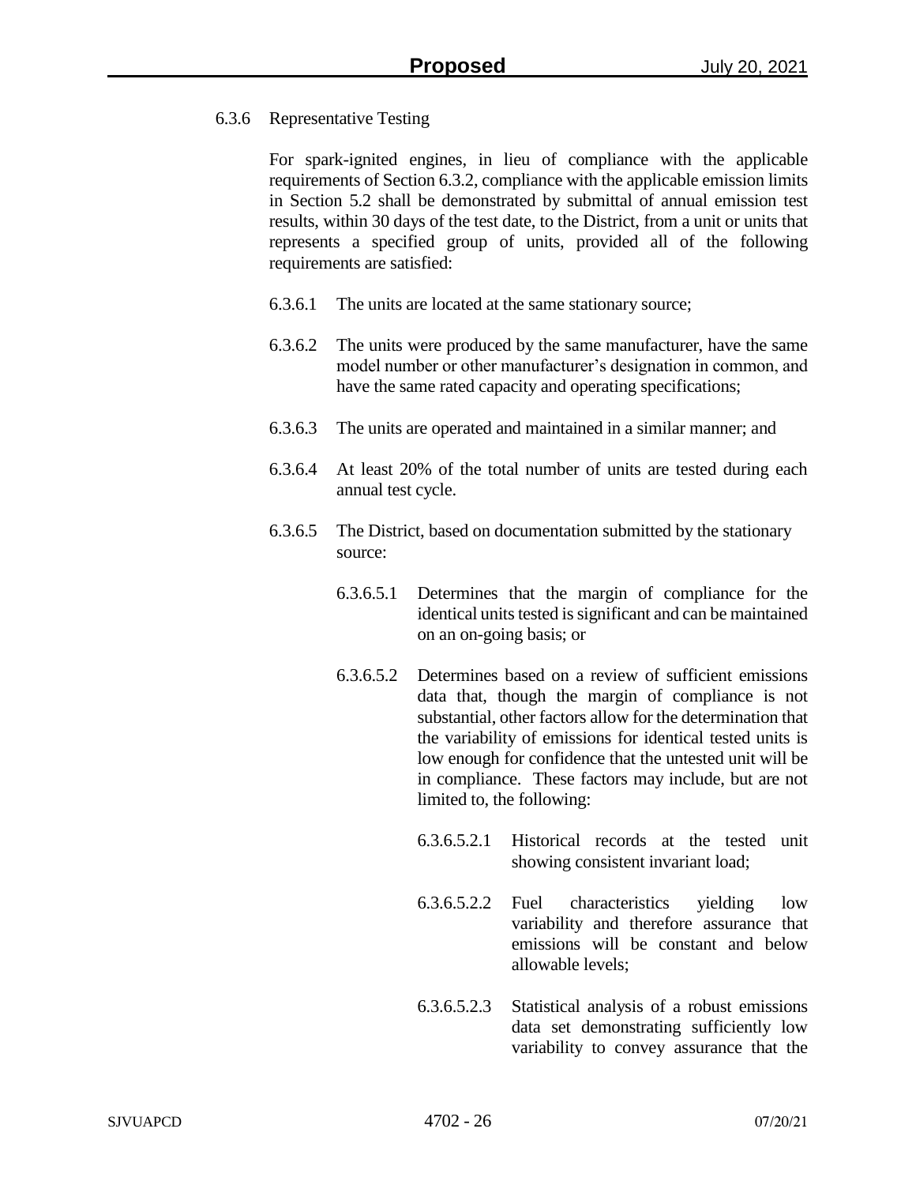6.3.6 Representative Testing

For spark-ignited engines, in lieu of compliance with the applicable requirements of Section 6.3.2, compliance with the applicable emission limits in Section 5.2 shall be demonstrated by submittal of annual emission test results, within 30 days of the test date, to the District, from a unit or units that represents a specified group of units, provided all of the following requirements are satisfied:

6.3.6.1 The units are located at the same stationary source;

6.3.6.2 The units were produced by the same manufacturer, have the same model number or other manufacturer's designation in common, and have the same rated capacity and operating specifications;

6.3.6.3 The units are operated and maintained in a similar manner; and

6.3.6.4 At least 20% of the total number of units are tested during each annual test cycle.

6.3.6.5 The District, based on documentation submitted by the stationary source:

6.3.6.5.1 Determines that the margin of compliance for the identical units tested is significant and can be maintained on an on-going basis; or

6.3.6.5.2 Determines based on a review of sufficient emissions data that, though the margin of compliance is not substantial, other factors allow for the determination that the variability of emissions for identical tested units is low enough for confidence that the untested unit will be in compliance. These factors may include, but are not limited to, the following:

6.3.6.5.2.1 Historical records at the tested unit showing consistent invariant load;

6.3.6.5.2.2 Fuel characteristics yielding low variability and therefore assurance that emissions will be constant and below allowable levels;

6.3.6.5.2.3 Statistical analysis of a robust emissions data set demonstrating sufficiently low variability to convey assurance that the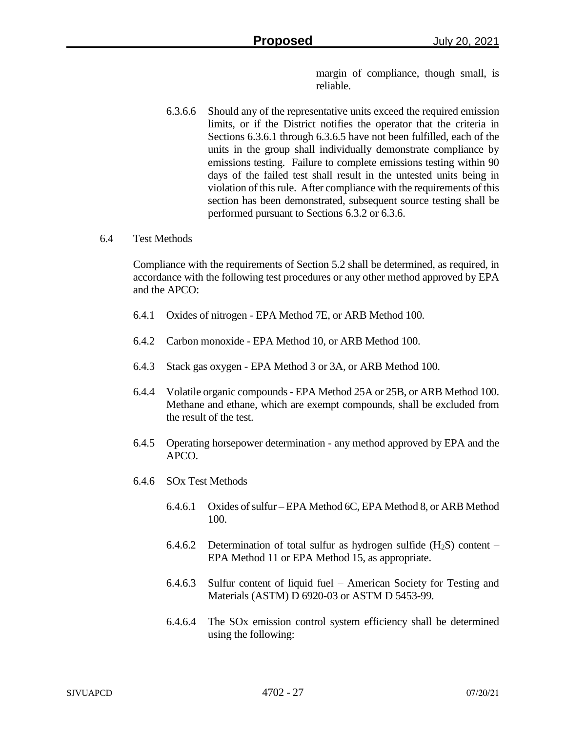margin of compliance, though small, is reliable.

6.3.6.6 Should any of the representative units exceed the required emission limits, or if the District notifies the operator that the criteria in Sections 6.3.6.1 through 6.3.6.5 have not been fulfilled, each of the units in the group shall individually demonstrate compliance by emissions testing. Failure to complete emissions testing within 90 days of the failed test shall result in the untested units being in violation of this rule. After compliance with the requirements of this section has been demonstrated, subsequent source testing shall be performed pursuant to Sections 6.3.2 or 6.3.6.

6.4 Test Methods

Compliance with the requirements of Section 5.2 shall be determined, as required, in accordance with the following test procedures or any other method approved by EPA and the APCO:

6.4.1 Oxides of nitrogen - EPA Method 7E, or ARB Method 100.

6.4.2 Carbon monoxide - EPA Method 10, or ARB Method 100.

6.4.3 Stack gas oxygen - EPA Method 3 or 3A, or ARB Method 100.

6.4.4 Volatile organic compounds - EPA Method 25A or 25B, or ARB Method 100. Methane and ethane, which are exempt compounds, shall be excluded from the result of the test.

6.4.5 Operating horsepower determination - any method approved by EPA and the APCO.

6.4.6 SOx Test Methods

6.4.6.1 Oxides of sulfur – EPA Method 6C, EPA Method 8, or ARB Method 100.

6.4.6.2 Determination of total sulfur as hydrogen sulfide ($H_2S$) content – EPA Method 11 or EPA Method 15, as appropriate.

6.4.6.3 Sulfur content of liquid fuel – American Society for Testing and Materials (ASTM) D 6920-03 or ASTM D 5453-99.

6.4.6.4 The SOx emission control system efficiency shall be determined using the following: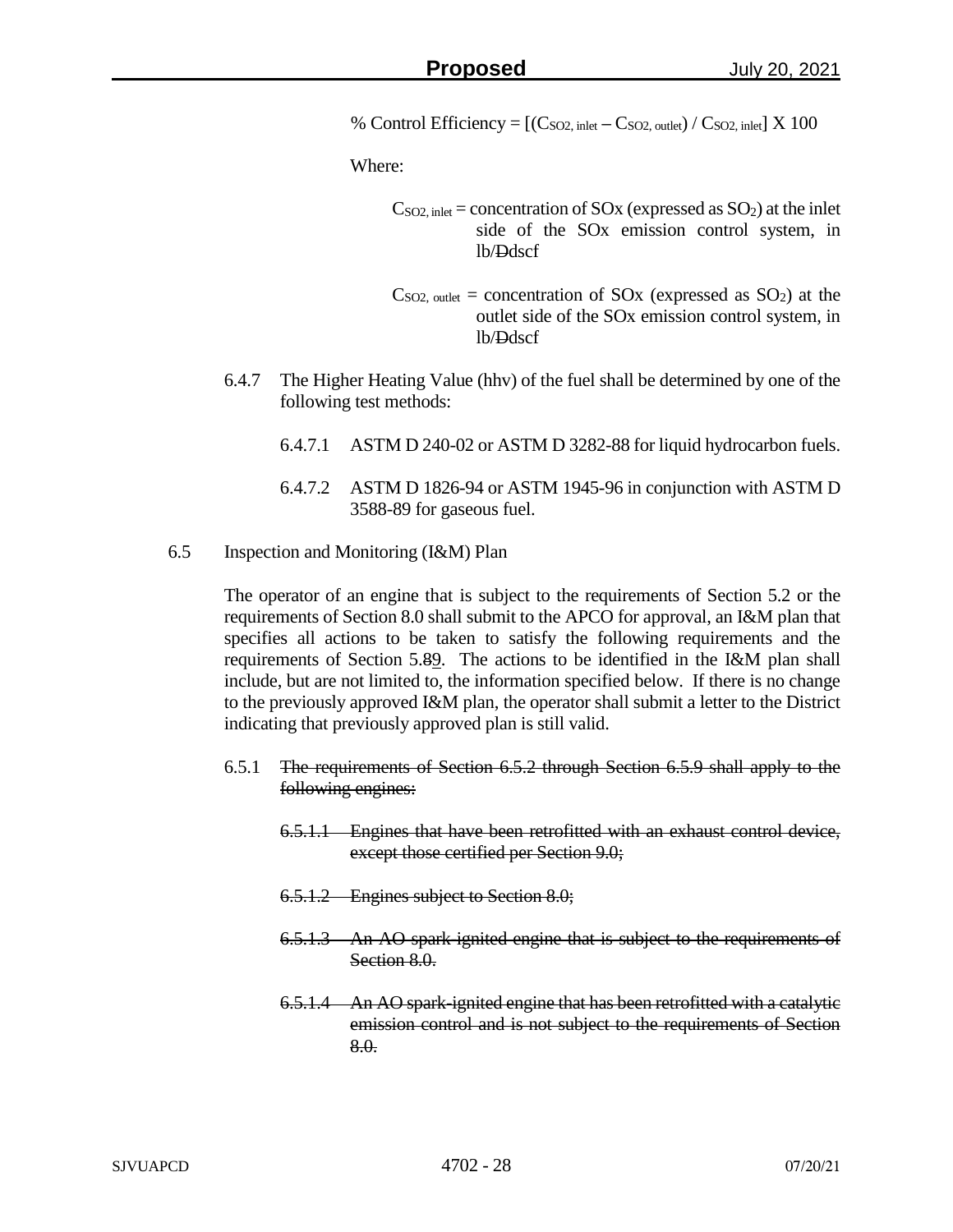% Control Efficiency = $[(C_{SO2,\ inlet} - C_{SO2,\ outlet}) / C_{SO2,\ inlet}] \times 100$

Where:

$C_{SO2,\ inlet}$ = concentration of SOx (expressed as $SO_2$) at the inlet side of the SOx emission control system, in lb/~~D~~dscf

$C_{SO2,\ outlet}$ = concentration of SOx (expressed as $SO_2$) at the outlet side of the SOx emission control system, in lb/~~D~~dscf

6.4.7 The Higher Heating Value (hhv) of the fuel shall be determined by one of the following test methods:

6.4.7.1 ASTM D 240-02 or ASTM D 3282-88 for liquid hydrocarbon fuels.

6.4.7.2 ASTM D 1826-94 or ASTM 1945-96 in conjunction with ASTM D 3588-89 for gaseous fuel.

6.5 Inspection and Monitoring (I&M) Plan

The operator of an engine that is subject to the requirements of Section 5.2 or the requirements of Section 8.0 shall submit to the APCO for approval, an I&M plan that specifies all actions to be taken to satisfy the following requirements and the requirements of Section 5.~~8~~<u>9</u>. The actions to be identified in the I&M plan shall include, but are not limited to, the information specified below. If there is no change to the previously approved I&M plan, the operator shall submit a letter to the District indicating that previously approved plan is still valid.

6.5.1 ~~The requirements of Section 6.5.2 through Section 6.5.9 shall apply to the following engines:~~

~~6.5.1.1 Engines that have been retrofitted with an exhaust control device, except those certified per Section 9.0;~~

~~6.5.1.2 Engines subject to Section 8.0;~~

~~6.5.1.3 An AO spark-ignited engine that is subject to the requirements of Section 8.0.~~

~~6.5.1.4 An AO spark-ignited engine that has been retrofitted with a catalytic emission control and is not subject to the requirements of Section 8.0.~~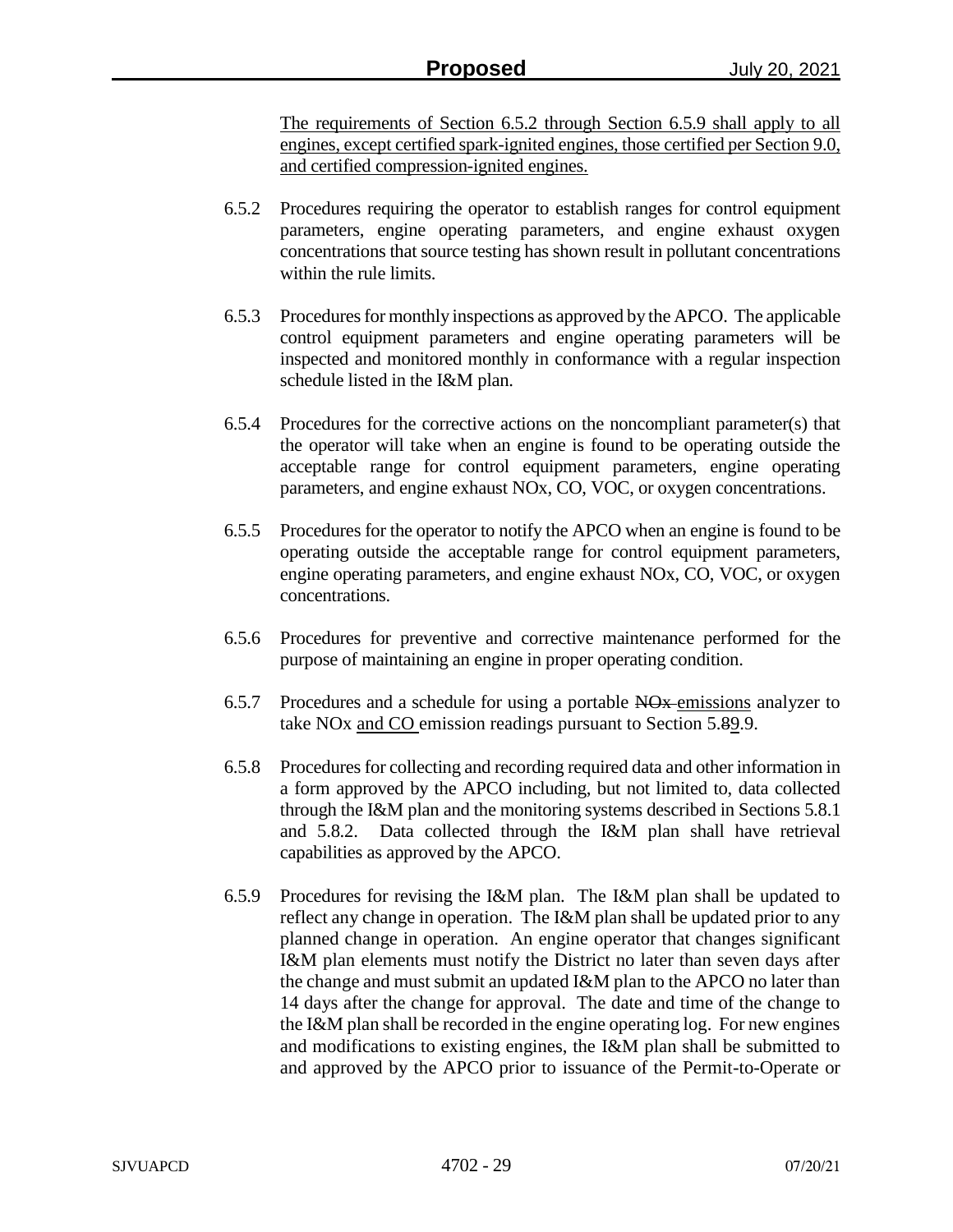<u>The requirements of Section 6.5.2 through Section 6.5.9 shall apply to all engines, except certified spark-ignited engines, those certified per Section 9.0, and certified compression-ignited engines.</u>

6.5.2 Procedures requiring the operator to establish ranges for control equipment parameters, engine operating parameters, and engine exhaust oxygen concentrations that source testing has shown result in pollutant concentrations within the rule limits.

6.5.3 Procedures for monthly inspections as approved by the APCO. The applicable control equipment parameters and engine operating parameters will be inspected and monitored monthly in conformance with a regular inspection schedule listed in the I&M plan.

6.5.4 Procedures for the corrective actions on the noncompliant parameter(s) that the operator will take when an engine is found to be operating outside the acceptable range for control equipment parameters, engine operating parameters, and engine exhaust NOx, CO, VOC, or oxygen concentrations.

6.5.5 Procedures for the operator to notify the APCO when an engine is found to be operating outside the acceptable range for control equipment parameters, engine operating parameters, and engine exhaust NOx, CO, VOC, or oxygen concentrations.

6.5.6 Procedures for preventive and corrective maintenance performed for the purpose of maintaining an engine in proper operating condition.

6.5.7 Procedures and a schedule for using a portable ~~NOx~~ <u>emissions</u> analyzer to take NOx <u>and CO</u> emission readings pursuant to Section 5.~~8~~<u>9</u>.9.

6.5.8 Procedures for collecting and recording required data and other information in a form approved by the APCO including, but not limited to, data collected through the I&M plan and the monitoring systems described in Sections 5.8.1 and 5.8.2. Data collected through the I&M plan shall have retrieval capabilities as approved by the APCO.

6.5.9 Procedures for revising the I&M plan. The I&M plan shall be updated to reflect any change in operation. The I&M plan shall be updated prior to any planned change in operation. An engine operator that changes significant I&M plan elements must notify the District no later than seven days after the change and must submit an updated I&M plan to the APCO no later than 14 days after the change for approval. The date and time of the change to the I&M plan shall be recorded in the engine operating log. For new engines and modifications to existing engines, the I&M plan shall be submitted to and approved by the APCO prior to issuance of the Permit-to-Operate or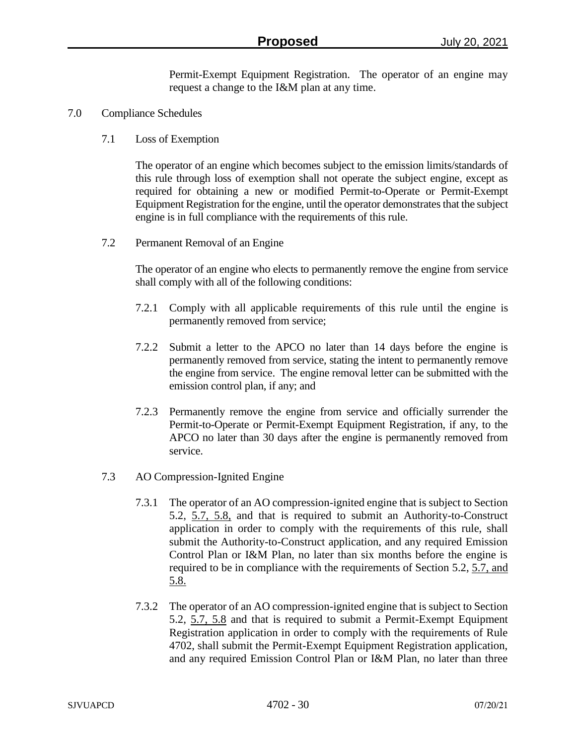Permit-Exempt Equipment Registration. The operator of an engine may request a change to the I&M plan at any time.

## 7.0 Compliance Schedules

### 7.1 Loss of Exemption

The operator of an engine which becomes subject to the emission limits/standards of this rule through loss of exemption shall not operate the subject engine, except as required for obtaining a new or modified Permit-to-Operate or Permit-Exempt Equipment Registration for the engine, until the operator demonstrates that the subject engine is in full compliance with the requirements of this rule.

### 7.2 Permanent Removal of an Engine

The operator of an engine who elects to permanently remove the engine from service shall comply with all of the following conditions:

7.2.1 Comply with all applicable requirements of this rule until the engine is permanently removed from service;

7.2.2 Submit a letter to the APCO no later than 14 days before the engine is permanently removed from service, stating the intent to permanently remove the engine from service. The engine removal letter can be submitted with the emission control plan, if any; and

7.2.3 Permanently remove the engine from service and officially surrender the Permit-to-Operate or Permit-Exempt Equipment Registration, if any, to the APCO no later than 30 days after the engine is permanently removed from service.

### 7.3 AO Compression-Ignited Engine

7.3.1 The operator of an AO compression-ignited engine that is subject to Section 5.2, 5.7, 5.8, and that is required to submit an Authority-to-Construct application in order to comply with the requirements of this rule, shall submit the Authority-to-Construct application, and any required Emission Control Plan or I&M Plan, no later than six months before the engine is required to be in compliance with the requirements of Section 5.2, 5.7, and 5.8.

7.3.2 The operator of an AO compression-ignited engine that is subject to Section 5.2, 5.7, 5.8 and that is required to submit a Permit-Exempt Equipment Registration application in order to comply with the requirements of Rule 4702, shall submit the Permit-Exempt Equipment Registration application, and any required Emission Control Plan or I&M Plan, no later than three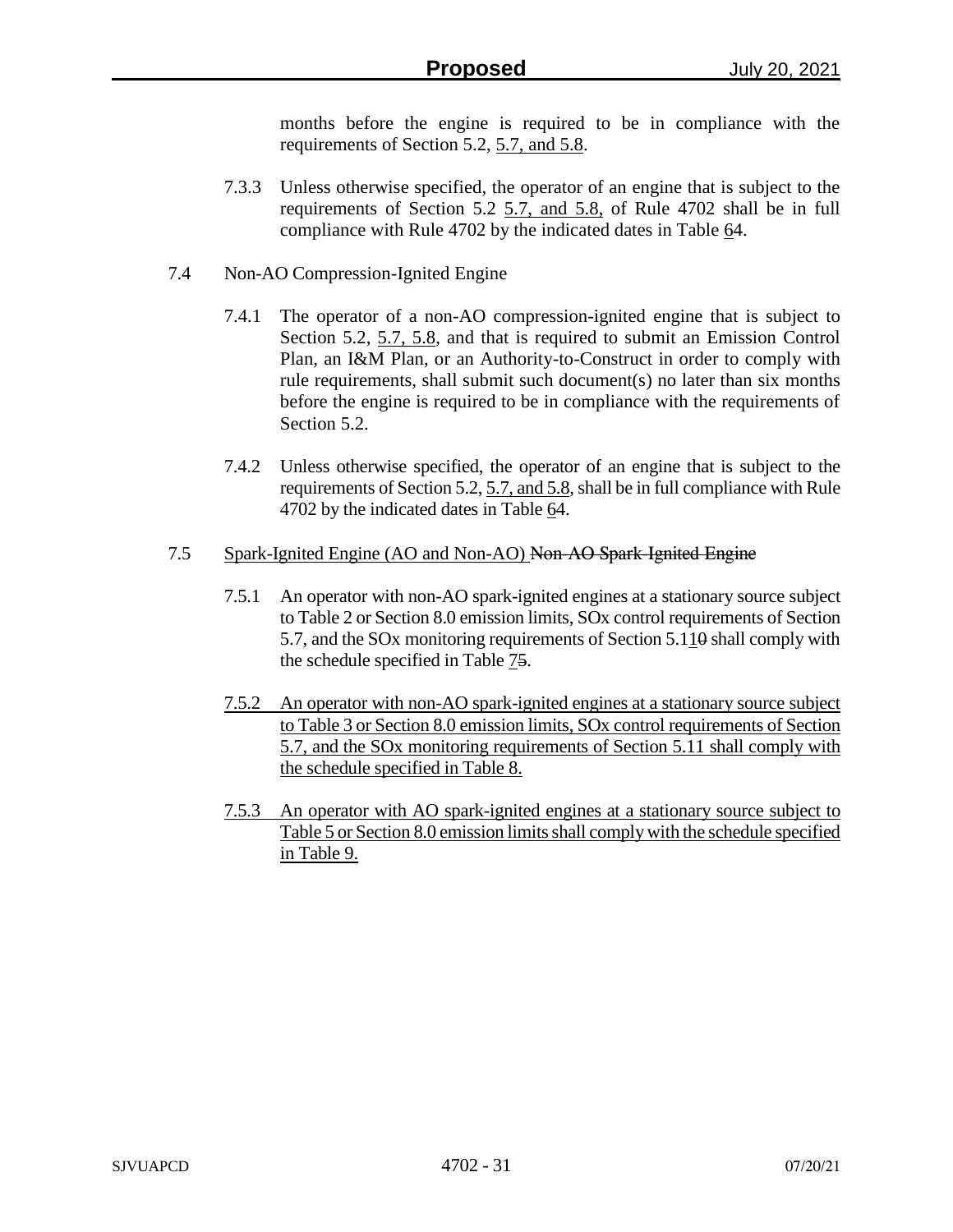months before the engine is required to be in compliance with the requirements of Section 5.2, 5.7, and 5.8.

7.3.3 Unless otherwise specified, the operator of an engine that is subject to the requirements of Section 5.2 5.7, and 5.8, of Rule 4702 shall be in full compliance with Rule 4702 by the indicated dates in Table 64.

7.4 Non-AO Compression-Ignited Engine

7.4.1 The operator of a non-AO compression-ignited engine that is subject to Section 5.2, 5.7, 5.8, and that is required to submit an Emission Control Plan, an I&M Plan, or an Authority-to-Construct in order to comply with rule requirements, shall submit such document(s) no later than six months before the engine is required to be in compliance with the requirements of Section 5.2.

7.4.2 Unless otherwise specified, the operator of an engine that is subject to the requirements of Section 5.2, 5.7, and 5.8, shall be in full compliance with Rule 4702 by the indicated dates in Table 64.

7.5 Spark-Ignited Engine (AO and Non-AO) ~~Non-AO Spark-Ignited Engine~~

7.5.1 An operator with non-AO spark-ignited engines at a stationary source subject to Table 2 or Section 8.0 emission limits, SOx control requirements of Section 5.7, and the SOx monitoring requirements of Section 5.110 shall comply with the schedule specified in Table 75.

7.5.2 An operator with non-AO spark-ignited engines at a stationary source subject to Table 3 or Section 8.0 emission limits, SOx control requirements of Section 5.7, and the SOx monitoring requirements of Section 5.11 shall comply with the schedule specified in Table 8.

7.5.3 An operator with AO spark-ignited engines at a stationary source subject to Table 5 or Section 8.0 emission limits shall comply with the schedule specified in Table 9.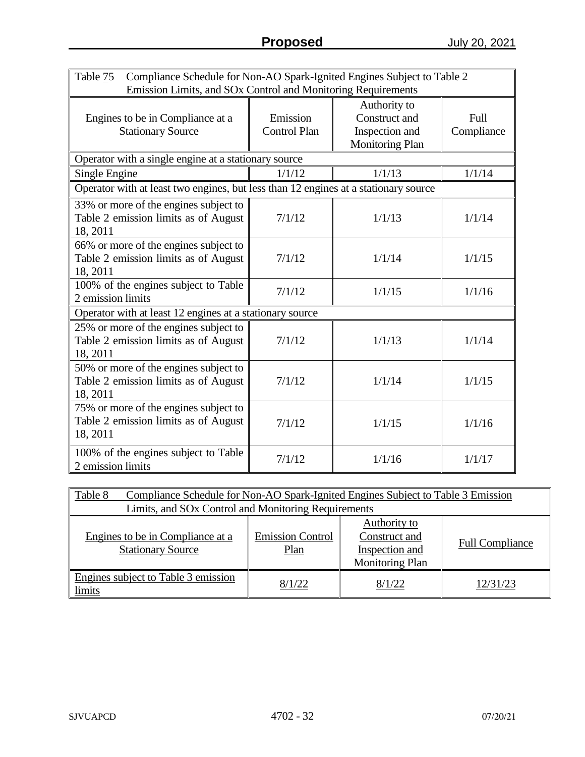| Table 75 Compliance Schedule for Non-AO Spark-Ignited Engines Subject to Table 2 Emission Limits, and SOx Control and Monitoring Requirements | | | |
|---|---|---|---|
| Engines to be in Compliance at a Stationary Source | Emission Control Plan | Authority to Construct and Inspection and Monitoring Plan | Full Compliance |
| Operator with a single engine at a stationary source | | | |
| Single Engine | 1/1/12 | 1/1/13 | 1/1/14 |
| Operator with at least two engines, but less than 12 engines at a stationary source | | | |
| 33% or more of the engines subject to Table 2 emission limits as of August 18, 2011 | 7/1/12 | 1/1/13 | 1/1/14 |
| 66% or more of the engines subject to Table 2 emission limits as of August 18, 2011 | 7/1/12 | 1/1/14 | 1/1/15 |
| 100% of the engines subject to Table 2 emission limits | 7/1/12 | 1/1/15 | 1/1/16 |
| Operator with at least 12 engines at a stationary source | | | |
| 25% or more of the engines subject to Table 2 emission limits as of August 18, 2011 | 7/1/12 | 1/1/13 | 1/1/14 |
| 50% or more of the engines subject to Table 2 emission limits as of August 18, 2011 | 7/1/12 | 1/1/14 | 1/1/15 |
| 75% or more of the engines subject to Table 2 emission limits as of August 18, 2011 | 7/1/12 | 1/1/15 | 1/1/16 |
| 100% of the engines subject to Table 2 emission limits | 7/1/12 | 1/1/16 | 1/1/17 |

| Table 8 Compliance Schedule for Non-AO Spark-Ignited Engines Subject to Table 3 Emission Limits, and SOx Control and Monitoring Requirements | | | |
|---|---|---|---|
| Engines to be in Compliance at a Stationary Source | Emission Control Plan | Authority to Construct and Inspection and Monitoring Plan | Full Compliance |
| Engines subject to Table 3 emission limits | 8/1/22 | 8/1/22 | 12/31/23 |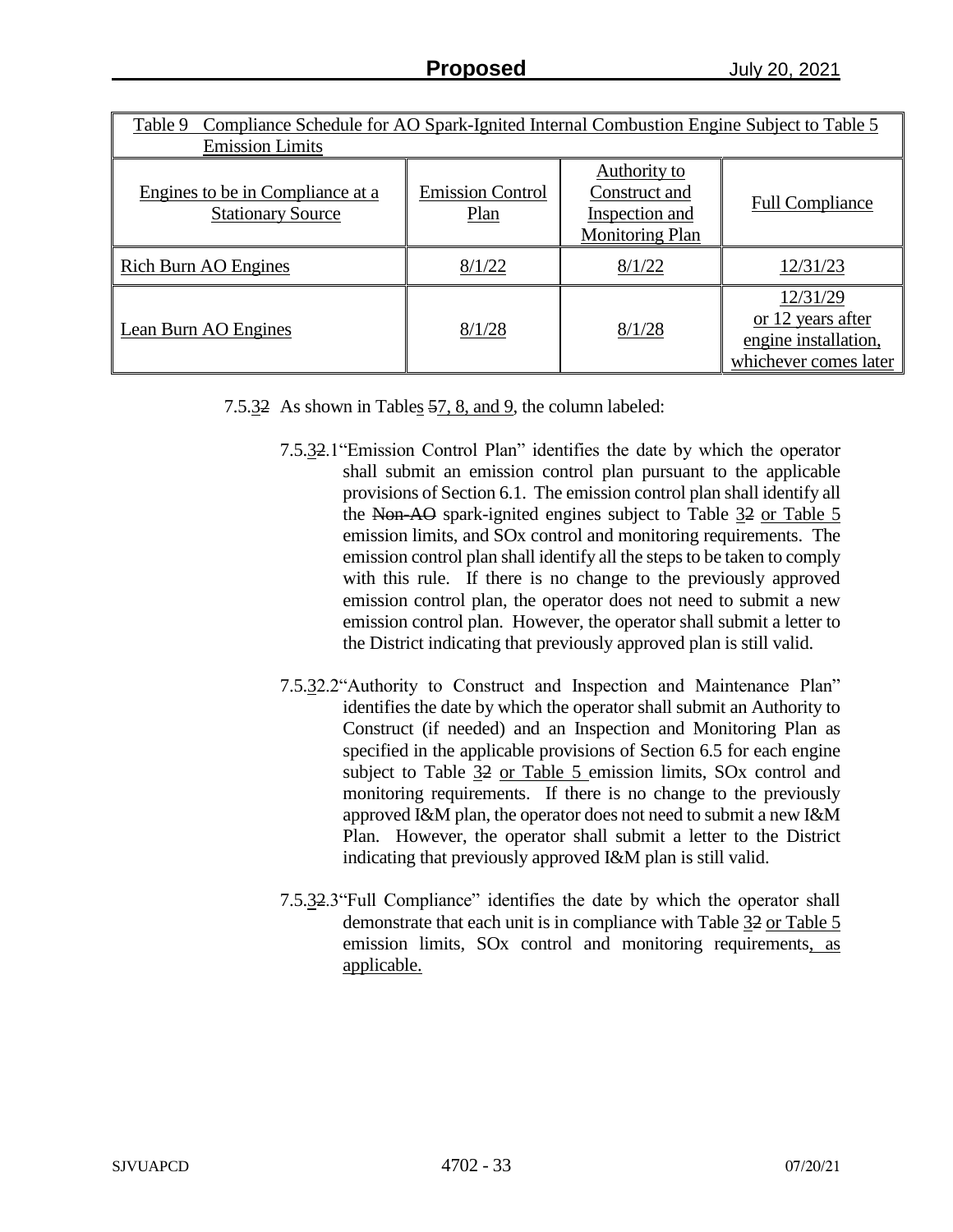| Table 9 Compliance Schedule for AO Spark-Ignited Internal Combustion Engine Subject to Table 5 Emission Limits | | | |
|---|---|---|---|
| Engines to be in Compliance at a Stationary Source | Emission Control Plan | Authority to Construct and Inspection and Monitoring Plan | Full Compliance |
| Rich Burn AO Engines | 8/1/22 | 8/1/22 | 12/31/23 |
| Lean Burn AO Engines | 8/1/28 | 8/1/28 | 12/31/29 or 12 years after engine installation, whichever comes later |

7.5.32 As shown in Tables 57, 8, and 9, the column labeled:

7.5.32.1 "Emission Control Plan" identifies the date by which the operator shall submit an emission control plan pursuant to the applicable provisions of Section 6.1. The emission control plan shall identify all the Non-AO spark-ignited engines subject to Table 32 or Table 5 emission limits, and SOx control and monitoring requirements. The emission control plan shall identify all the steps to be taken to comply with this rule. If there is no change to the previously approved emission control plan, the operator does not need to submit a new emission control plan. However, the operator shall submit a letter to the District indicating that previously approved plan is still valid.

7.5.32.2 "Authority to Construct and Inspection and Maintenance Plan" identifies the date by which the operator shall submit an Authority to Construct (if needed) and an Inspection and Monitoring Plan as specified in the applicable provisions of Section 6.5 for each engine subject to Table 32 or Table 5 emission limits, SOx control and monitoring requirements. If there is no change to the previously approved I&M plan, the operator does not need to submit a new I&M Plan. However, the operator shall submit a letter to the District indicating that previously approved I&M plan is still valid.

7.5.32.3 "Full Compliance" identifies the date by which the operator shall demonstrate that each unit is in compliance with Table 32 or Table 5 emission limits, SOx control and monitoring requirements, as applicable.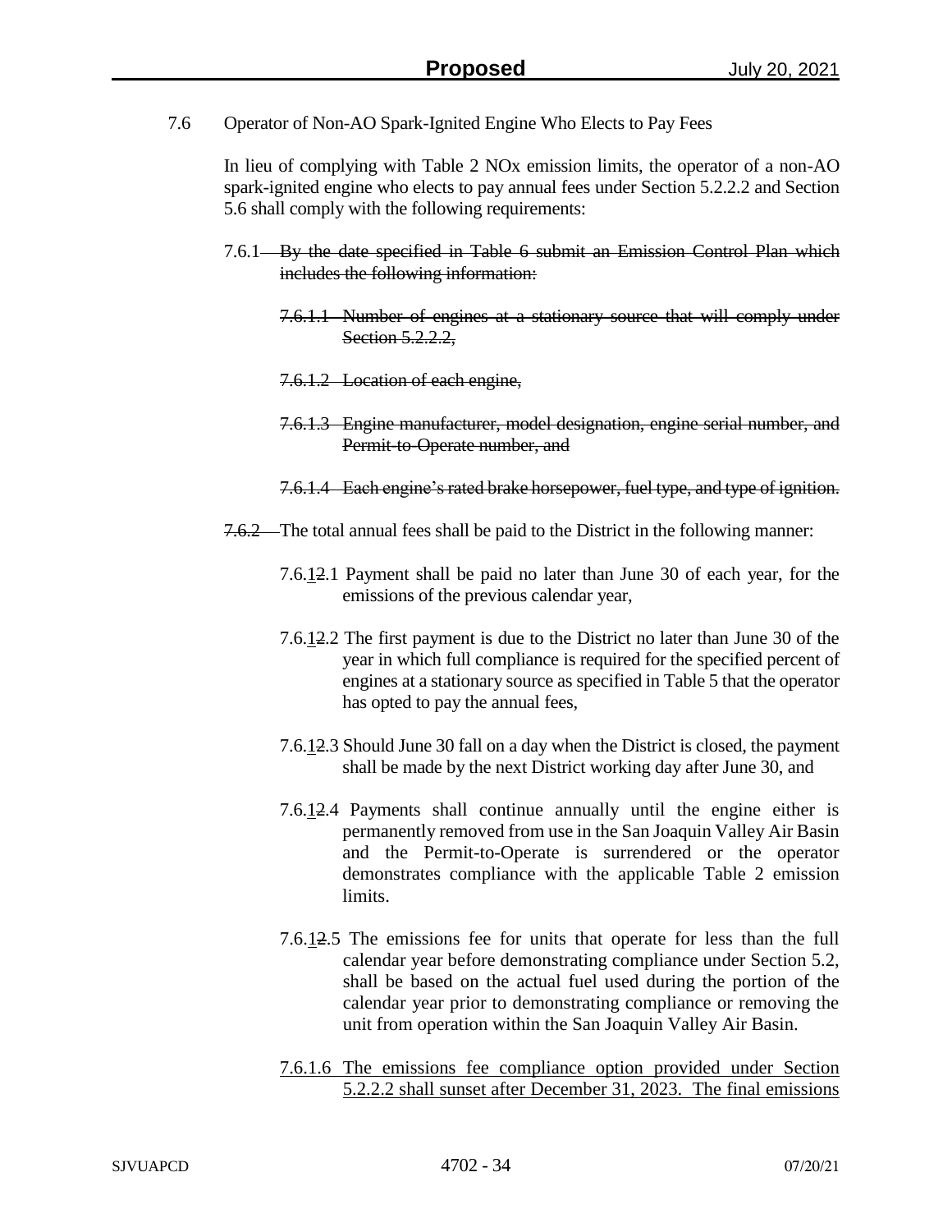7.6 Operator of Non-AO Spark-Ignited Engine Who Elects to Pay Fees

In lieu of complying with Table 2 NOx emission limits, the operator of a non-AO spark-ignited engine who elects to pay annual fees under Section 5.2.2.2 and Section 5.6 shall comply with the following requirements:

7.6.1 ~~By the date specified in Table 6 submit an Emission Control Plan which includes the following information:~~

~~7.6.1.1 Number of engines at a stationary source that will comply under Section 5.2.2.2,~~

~~7.6.1.2 Location of each engine,~~

~~7.6.1.3 Engine manufacturer, model designation, engine serial number, and Permit-to-Operate number, and~~

~~7.6.1.4 Each engine's rated brake horsepower, fuel type, and type of ignition.~~

~~7.6.2~~ The total annual fees shall be paid to the District in the following manner:

7.6.1~~2~~.1 Payment shall be paid no later than June 30 of each year, for the emissions of the previous calendar year,

7.6.1~~2~~.2 The first payment is due to the District no later than June 30 of the year in which full compliance is required for the specified percent of engines at a stationary source as specified in Table 5 that the operator has opted to pay the annual fees,

7.6.1~~2~~.3 Should June 30 fall on a day when the District is closed, the payment shall be made by the next District working day after June 30, and

7.6.1~~2~~.4 Payments shall continue annually until the engine either is permanently removed from use in the San Joaquin Valley Air Basin and the Permit-to-Operate is surrendered or the operator demonstrates compliance with the applicable Table 2 emission limits.

7.6.1~~2~~.5 The emissions fee for units that operate for less than the full calendar year before demonstrating compliance under Section 5.2, shall be based on the actual fuel used during the portion of the calendar year prior to demonstrating compliance or removing the unit from operation within the San Joaquin Valley Air Basin.

<u>7.6.1.6 The emissions fee compliance option provided under Section 5.2.2.2 shall sunset after December 31, 2023. The final emissions</u>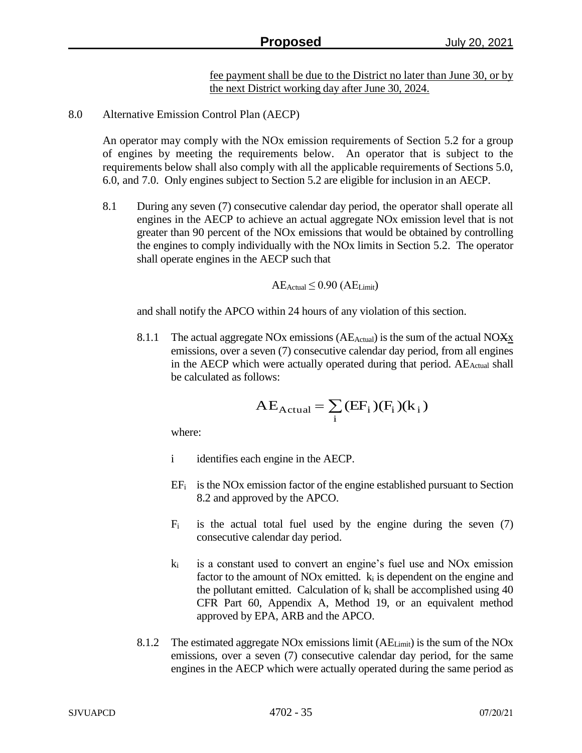fee payment shall be due to the District no later than June 30, or by the next District working day after June 30, 2024.

## 8.0 Alternative Emission Control Plan (AECP)

An operator may comply with the NOx emission requirements of Section 5.2 for a group of engines by meeting the requirements below. An operator that is subject to the requirements below shall also comply with all the applicable requirements of Sections 5.0, 6.0, and 7.0. Only engines subject to Section 5.2 are eligible for inclusion in an AECP.

8.1 During any seven (7) consecutive calendar day period, the operator shall operate all engines in the AECP to achieve an actual aggregate NOx emission level that is not greater than 90 percent of the NOx emissions that would be obtained by controlling the engines to comply individually with the NOx limits in Section 5.2. The operator shall operate engines in the AECP such that

$$AE_{Actual} \leq 0.90\ (AE_{Limit})$$

and shall notify the APCO within 24 hours of any violation of this section.

8.1.1 The actual aggregate NOx emissions ($AE_{Actual}$) is the sum of the actual NOXx emissions, over a seven (7) consecutive calendar day period, from all engines in the AECP which were actually operated during that period. $AE_{Actual}$ shall be calculated as follows:

$$AE_{Actual} = \sum_{i} (EF_i)(F_i)(k_i)$$

where:

- $i$ identifies each engine in the AECP.
- $EF_i$ is the NOx emission factor of the engine established pursuant to Section 8.2 and approved by the APCO.
- $F_i$ is the actual total fuel used by the engine during the seven (7) consecutive calendar day period.
- $k_i$ is a constant used to convert an engine's fuel use and NOx emission factor to the amount of NOx emitted. $k_i$ is dependent on the engine and the pollutant emitted. Calculation of $k_i$ shall be accomplished using 40 CFR Part 60, Appendix A, Method 19, or an equivalent method approved by EPA, ARB and the APCO.

8.1.2 The estimated aggregate NOx emissions limit ($AE_{Limit}$) is the sum of the NOx emissions, over a seven (7) consecutive calendar day period, for the same engines in the AECP which were actually operated during the same period as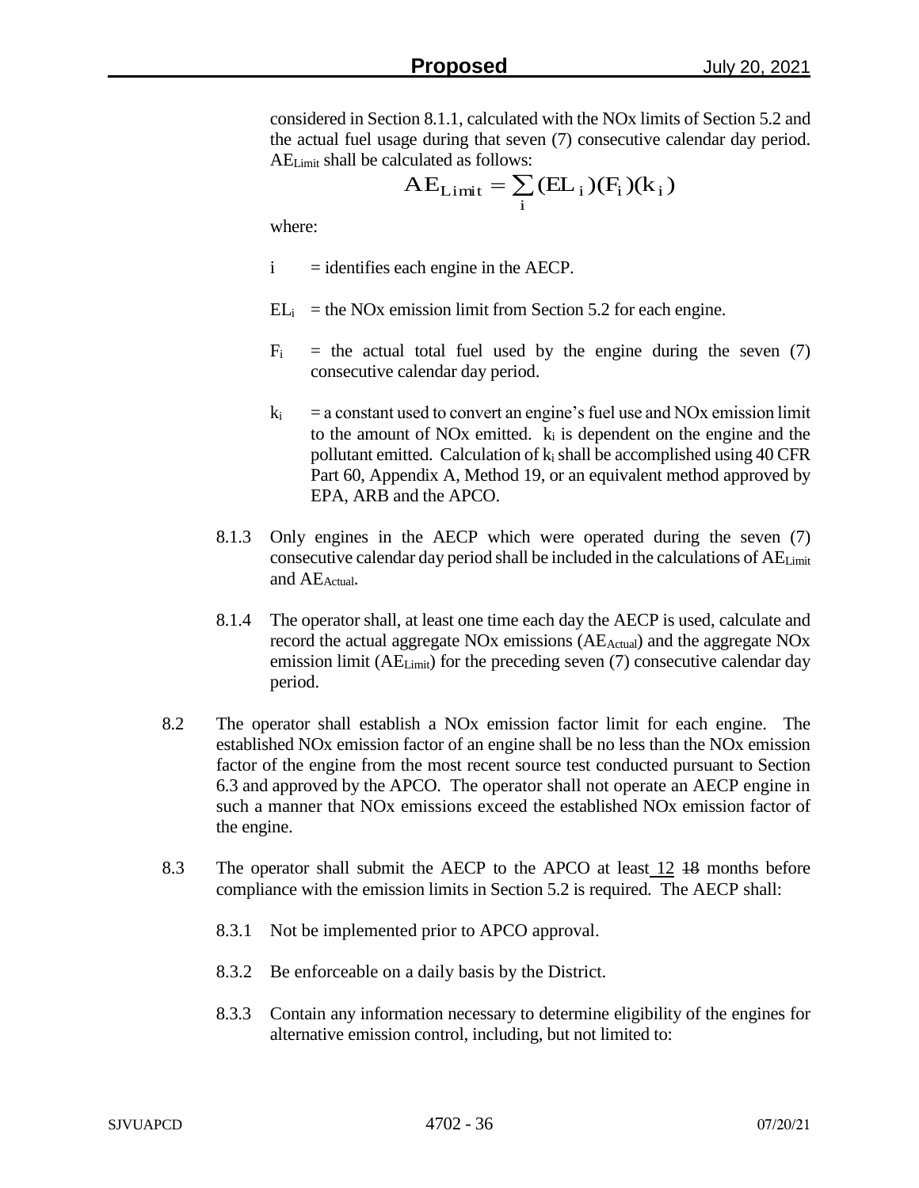considered in Section 8.1.1, calculated with the NOx limits of Section 5.2 and the actual fuel usage during that seven (7) consecutive calendar day period. $AE_{Limit}$ shall be calculated as follows:

$$AE_{Limit} = \sum_{i} (EL_i)(F_i)(k_i)$$

where:

$i$ = identifies each engine in the AECP.

$EL_i$ = the NOx emission limit from Section 5.2 for each engine.

$F_i$ = the actual total fuel used by the engine during the seven (7) consecutive calendar day period.

$k_i$ = a constant used to convert an engine's fuel use and NOx emission limit to the amount of NOx emitted. $k_i$ is dependent on the engine and the pollutant emitted. Calculation of $k_i$ shall be accomplished using 40 CFR Part 60, Appendix A, Method 19, or an equivalent method approved by EPA, ARB and the APCO.

8.1.3 Only engines in the AECP which were operated during the seven (7) consecutive calendar day period shall be included in the calculations of $AE_{Limit}$ and $AE_{Actual}$.

8.1.4 The operator shall, at least one time each day the AECP is used, calculate and record the actual aggregate NOx emissions ($AE_{Actual}$) and the aggregate NOx emission limit ($AE_{Limit}$) for the preceding seven (7) consecutive calendar day period.

8.2 The operator shall establish a NOx emission factor limit for each engine. The established NOx emission factor of an engine shall be no less than the NOx emission factor of the engine from the most recent source test conducted pursuant to Section 6.3 and approved by the APCO. The operator shall not operate an AECP engine in such a manner that NOx emissions exceed the established NOx emission factor of the engine.

8.3 The operator shall submit the AECP to the APCO at least 12 ~~18~~ months before compliance with the emission limits in Section 5.2 is required. The AECP shall:

8.3.1 Not be implemented prior to APCO approval.

8.3.2 Be enforceable on a daily basis by the District.

8.3.3 Contain any information necessary to determine eligibility of the engines for alternative emission control, including, but not limited to: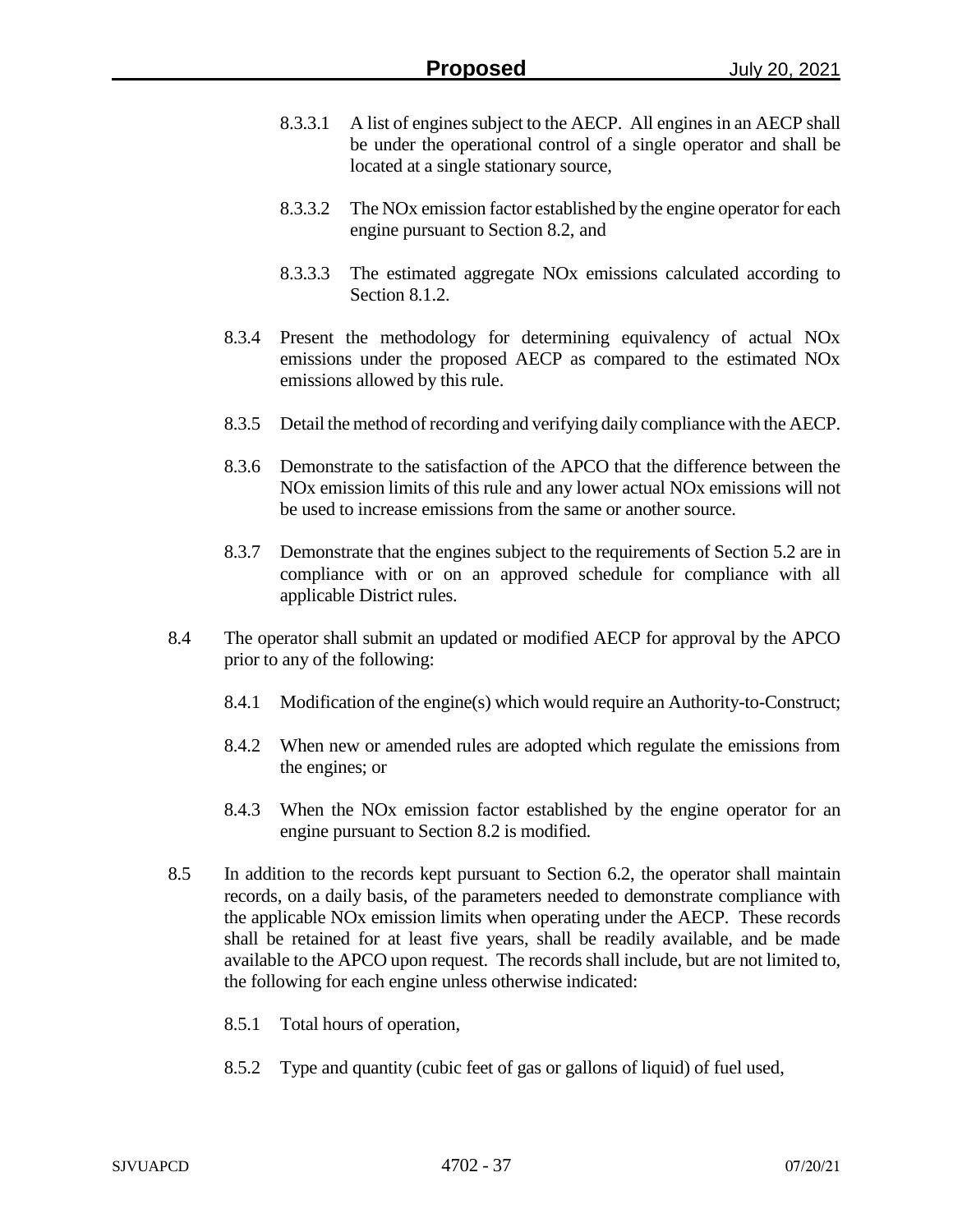8.3.3.1 A list of engines subject to the AECP. All engines in an AECP shall be under the operational control of a single operator and shall be located at a single stationary source,

8.3.3.2 The NOx emission factor established by the engine operator for each engine pursuant to Section 8.2, and

8.3.3.3 The estimated aggregate NOx emissions calculated according to Section 8.1.2.

8.3.4 Present the methodology for determining equivalency of actual NOx emissions under the proposed AECP as compared to the estimated NOx emissions allowed by this rule.

8.3.5 Detail the method of recording and verifying daily compliance with the AECP.

8.3.6 Demonstrate to the satisfaction of the APCO that the difference between the NOx emission limits of this rule and any lower actual NOx emissions will not be used to increase emissions from the same or another source.

8.3.7 Demonstrate that the engines subject to the requirements of Section 5.2 are in compliance with or on an approved schedule for compliance with all applicable District rules.

8.4 The operator shall submit an updated or modified AECP for approval by the APCO prior to any of the following:

8.4.1 Modification of the engine(s) which would require an Authority-to-Construct;

8.4.2 When new or amended rules are adopted which regulate the emissions from the engines; or

8.4.3 When the NOx emission factor established by the engine operator for an engine pursuant to Section 8.2 is modified.

8.5 In addition to the records kept pursuant to Section 6.2, the operator shall maintain records, on a daily basis, of the parameters needed to demonstrate compliance with the applicable NOx emission limits when operating under the AECP. These records shall be retained for at least five years, shall be readily available, and be made available to the APCO upon request. The records shall include, but are not limited to, the following for each engine unless otherwise indicated:

8.5.1 Total hours of operation,

8.5.2 Type and quantity (cubic feet of gas or gallons of liquid) of fuel used,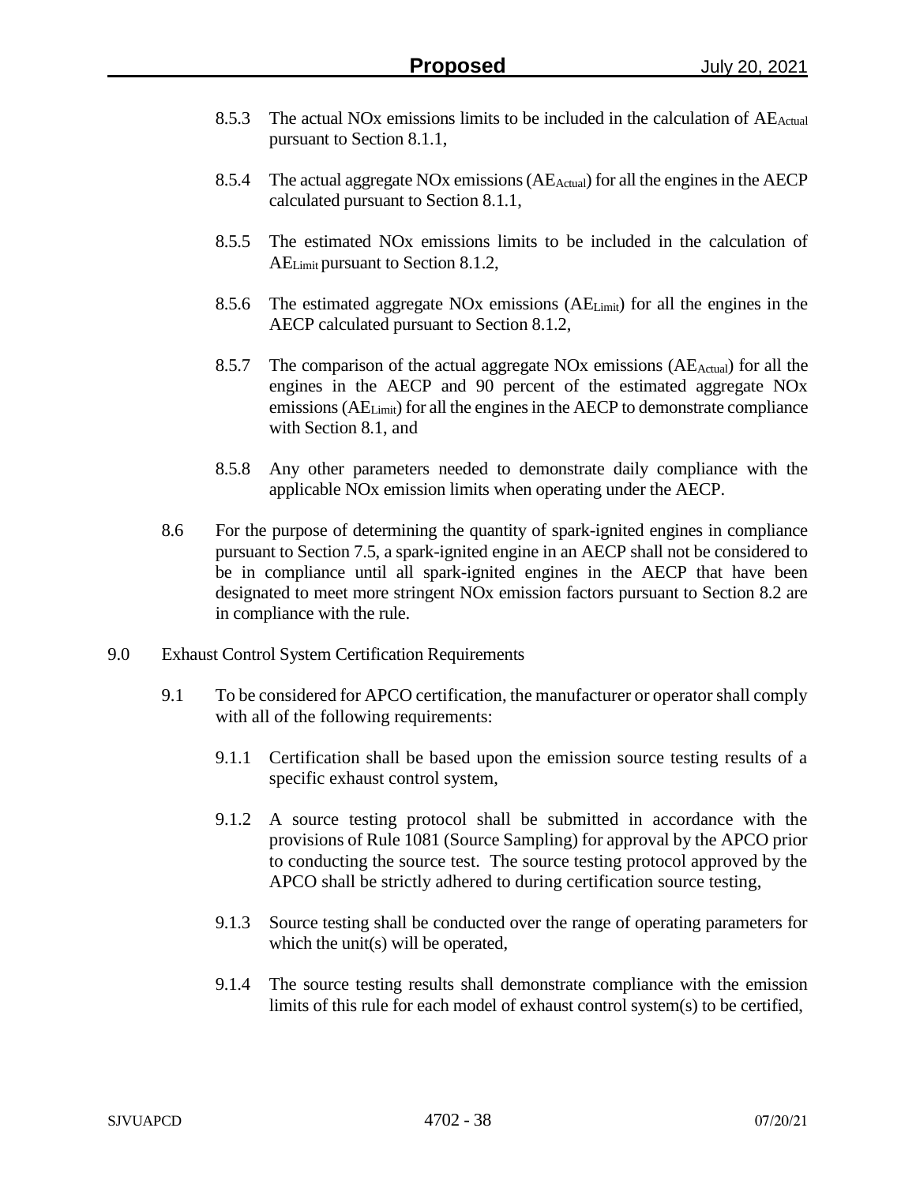8.5.3 The actual NOx emissions limits to be included in the calculation of $AE_{Actual}$ pursuant to Section 8.1.1,

8.5.4 The actual aggregate NOx emissions ($AE_{Actual}$) for all the engines in the AECP calculated pursuant to Section 8.1.1,

8.5.5 The estimated NOx emissions limits to be included in the calculation of $AE_{Limit}$ pursuant to Section 8.1.2,

8.5.6 The estimated aggregate NOx emissions ($AE_{Limit}$) for all the engines in the AECP calculated pursuant to Section 8.1.2,

8.5.7 The comparison of the actual aggregate NOx emissions ($AE_{Actual}$) for all the engines in the AECP and 90 percent of the estimated aggregate NOx emissions ($AE_{Limit}$) for all the engines in the AECP to demonstrate compliance with Section 8.1, and

8.5.8 Any other parameters needed to demonstrate daily compliance with the applicable NOx emission limits when operating under the AECP.

8.6 For the purpose of determining the quantity of spark-ignited engines in compliance pursuant to Section 7.5, a spark-ignited engine in an AECP shall not be considered to be in compliance until all spark-ignited engines in the AECP that have been designated to meet more stringent NOx emission factors pursuant to Section 8.2 are in compliance with the rule.

9.0 Exhaust Control System Certification Requirements

9.1 To be considered for APCO certification, the manufacturer or operator shall comply with all of the following requirements:

9.1.1 Certification shall be based upon the emission source testing results of a specific exhaust control system,

9.1.2 A source testing protocol shall be submitted in accordance with the provisions of Rule 1081 (Source Sampling) for approval by the APCO prior to conducting the source test. The source testing protocol approved by the APCO shall be strictly adhered to during certification source testing,

9.1.3 Source testing shall be conducted over the range of operating parameters for which the unit(s) will be operated,

9.1.4 The source testing results shall demonstrate compliance with the emission limits of this rule for each model of exhaust control system(s) to be certified,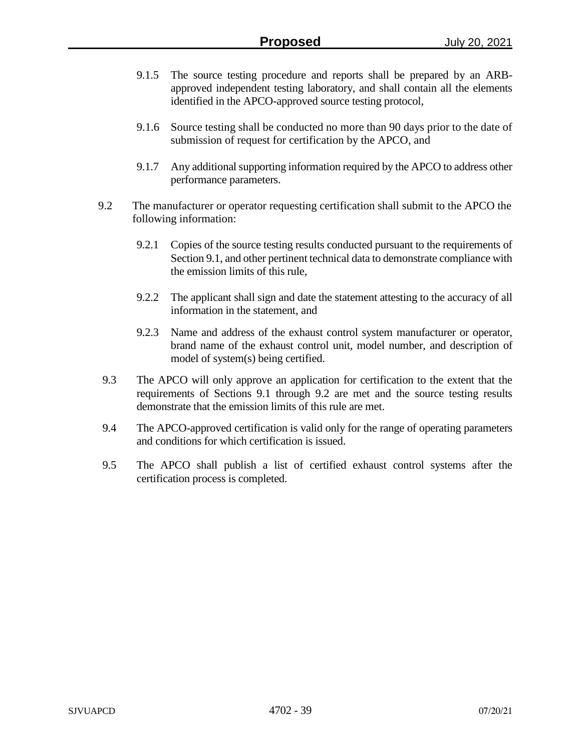9.1.5 The source testing procedure and reports shall be prepared by an ARB-approved independent testing laboratory, and shall contain all the elements identified in the APCO-approved source testing protocol,

9.1.6 Source testing shall be conducted no more than 90 days prior to the date of submission of request for certification by the APCO, and

9.1.7 Any additional supporting information required by the APCO to address other performance parameters.

9.2 The manufacturer or operator requesting certification shall submit to the APCO the following information:

9.2.1 Copies of the source testing results conducted pursuant to the requirements of Section 9.1, and other pertinent technical data to demonstrate compliance with the emission limits of this rule,

9.2.2 The applicant shall sign and date the statement attesting to the accuracy of all information in the statement, and

9.2.3 Name and address of the exhaust control system manufacturer or operator, brand name of the exhaust control unit, model number, and description of model of system(s) being certified.

9.3 The APCO will only approve an application for certification to the extent that the requirements of Sections 9.1 through 9.2 are met and the source testing results demonstrate that the emission limits of this rule are met.

9.4 The APCO-approved certification is valid only for the range of operating parameters and conditions for which certification is issued.

9.5 The APCO shall publish a list of certified exhaust control systems after the certification process is completed.